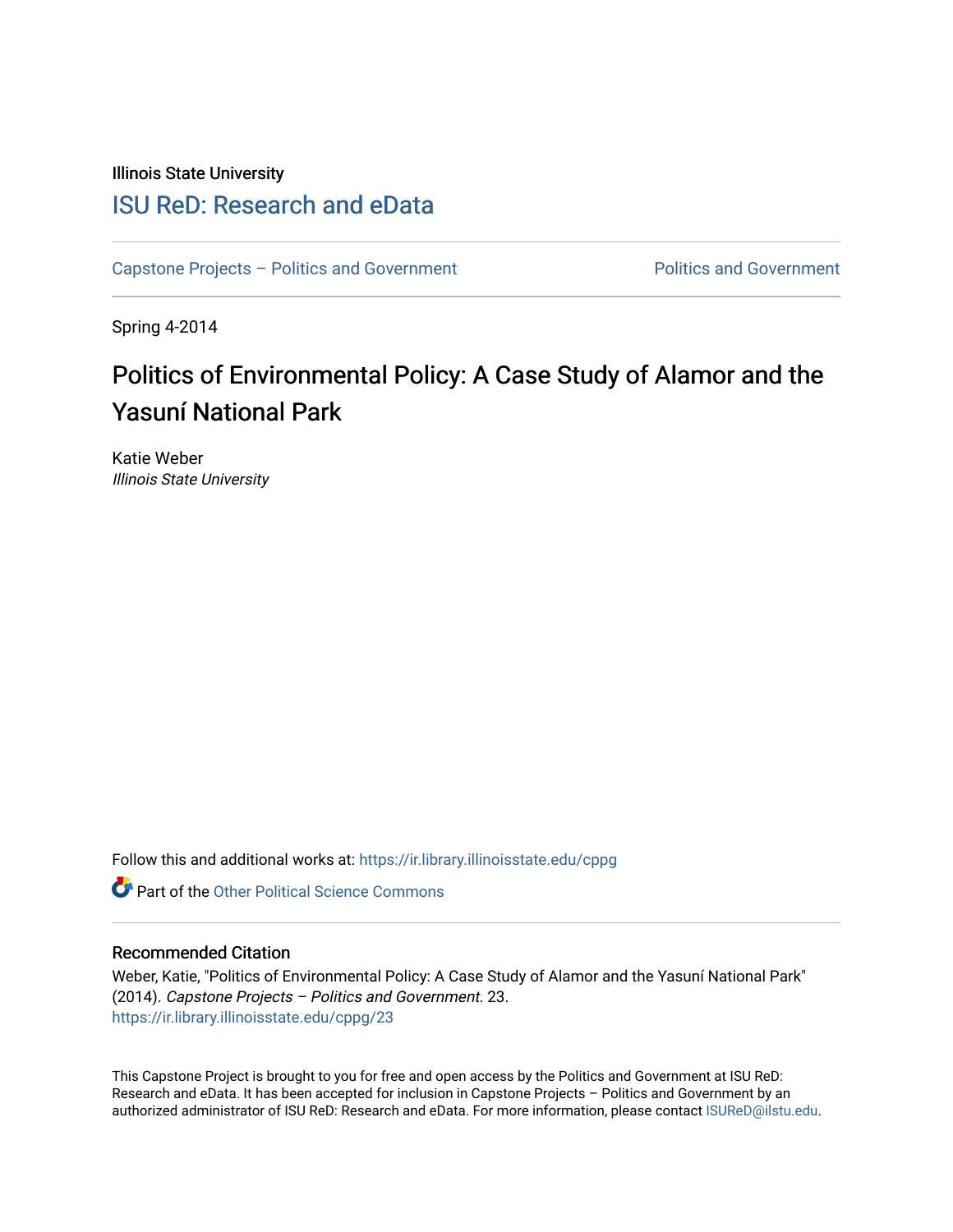Illinois State University

## ISU ReD: Research and eData

Capstone Projects – Politics and Government | Politics and Government

Spring 4-2014

# Politics of Environmental Policy: A Case Study of Alamor and the Yasuní National Park

Katie Weber

*Illinois State University*

Follow this and additional works at: https://ir.library.illinoisstate.edu/cppg

Part of the Other Political Science Commons

### Recommended Citation

Weber, Katie, "Politics of Environmental Policy: A Case Study of Alamor and the Yasuní National Park" (2014). *Capstone Projects – Politics and Government*. 23.
https://ir.library.illinoisstate.edu/cppg/23

This Capstone Project is brought to you for free and open access by the Politics and Government at ISU ReD: Research and eData. It has been accepted for inclusion in Capstone Projects – Politics and Government by an authorized administrator of ISU ReD: Research and eData. For more information, please contact ISUReD@ilstu.edu.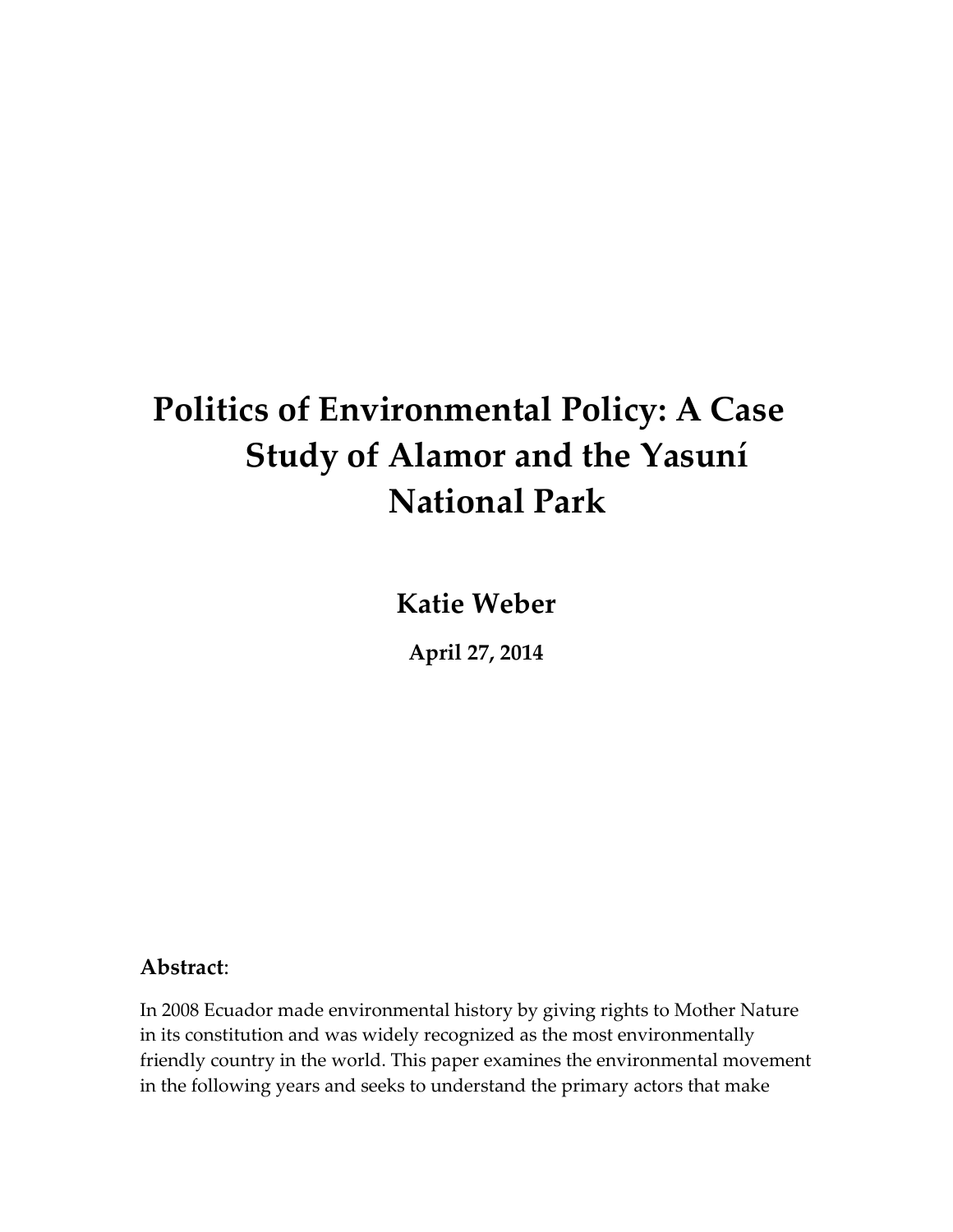# Politics of Environmental Policy: A Case Study of Alamor and the Yasuní National Park

**Katie Weber**

**April 27, 2014**

**Abstract**:

In 2008 Ecuador made environmental history by giving rights to Mother Nature in its constitution and was widely recognized as the most environmentally friendly country in the world. This paper examines the environmental movement in the following years and seeks to understand the primary actors that make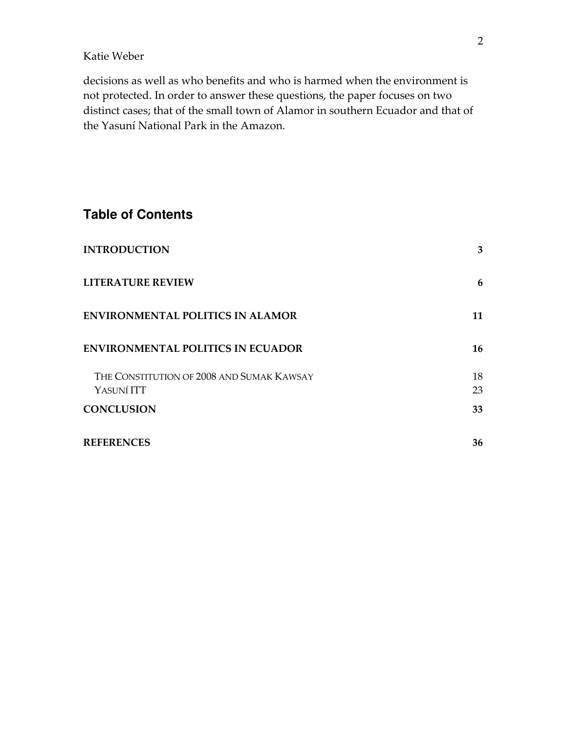decisions as well as who benefits and who is harmed when the environment is not protected. In order to answer these questions, the paper focuses on two distinct cases; that of the small town of Alamor in southern Ecuador and that of the Yasuní National Park in the Amazon.

## Table of Contents

| | |
|---|---|
| **INTRODUCTION** | **3** |
| **LITERATURE REVIEW** | **6** |
| **ENVIRONMENTAL POLITICS IN ALAMOR** | **11** |
| **ENVIRONMENTAL POLITICS IN ECUADOR** | **16** |
| THE CONSTITUTION OF 2008 AND SUMAK KAWSAY | 18 |
| YASUNÍ ITT | 23 |
| **CONCLUSION** | **33** |
| **REFERENCES** | **36** |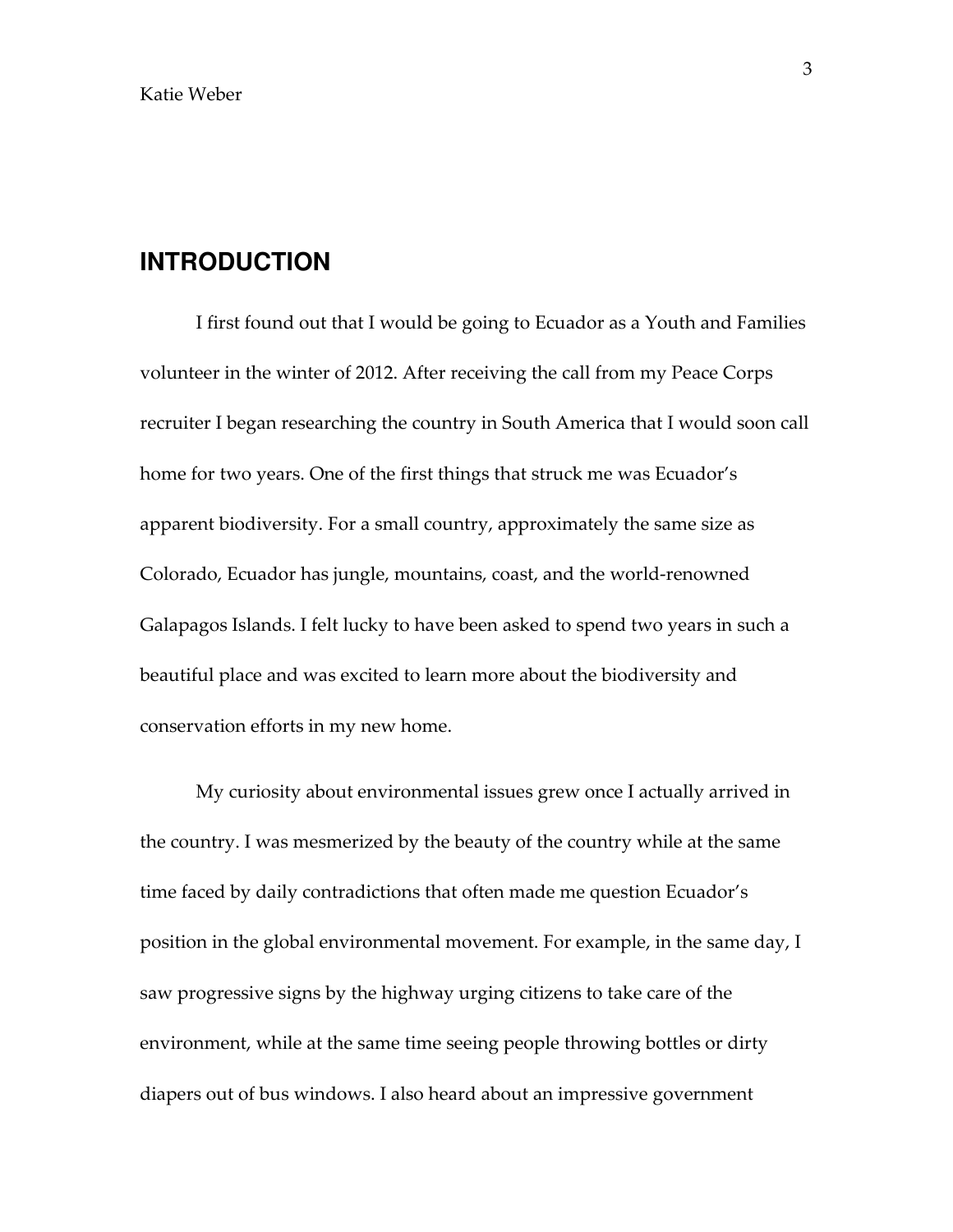## INTRODUCTION

I first found out that I would be going to Ecuador as a Youth and Families volunteer in the winter of 2012. After receiving the call from my Peace Corps recruiter I began researching the country in South America that I would soon call home for two years. One of the first things that struck me was Ecuador's apparent biodiversity. For a small country, approximately the same size as Colorado, Ecuador has jungle, mountains, coast, and the world-renowned Galapagos Islands. I felt lucky to have been asked to spend two years in such a beautiful place and was excited to learn more about the biodiversity and conservation efforts in my new home.

My curiosity about environmental issues grew once I actually arrived in the country. I was mesmerized by the beauty of the country while at the same time faced by daily contradictions that often made me question Ecuador's position in the global environmental movement. For example, in the same day, I saw progressive signs by the highway urging citizens to take care of the environment, while at the same time seeing people throwing bottles or dirty diapers out of bus windows. I also heard about an impressive government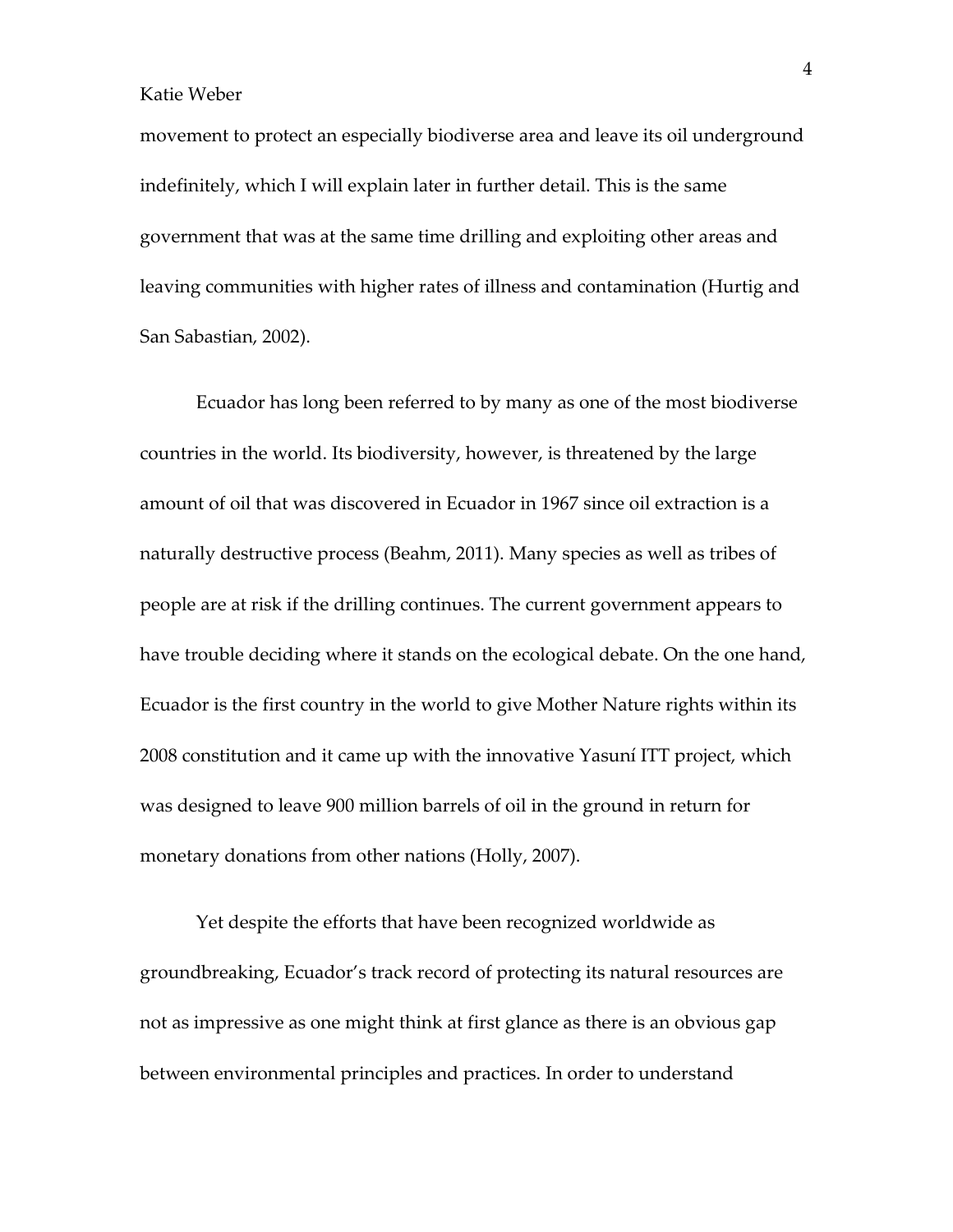movement to protect an especially biodiverse area and leave its oil underground indefinitely, which I will explain later in further detail. This is the same government that was at the same time drilling and exploiting other areas and leaving communities with higher rates of illness and contamination (Hurtig and San Sabastian, 2002).

Ecuador has long been referred to by many as one of the most biodiverse countries in the world. Its biodiversity, however, is threatened by the large amount of oil that was discovered in Ecuador in 1967 since oil extraction is a naturally destructive process (Beahm, 2011). Many species as well as tribes of people are at risk if the drilling continues. The current government appears to have trouble deciding where it stands on the ecological debate. On the one hand, Ecuador is the first country in the world to give Mother Nature rights within its 2008 constitution and it came up with the innovative Yasuní ITT project, which was designed to leave 900 million barrels of oil in the ground in return for monetary donations from other nations (Holly, 2007).

Yet despite the efforts that have been recognized worldwide as groundbreaking, Ecuador's track record of protecting its natural resources are not as impressive as one might think at first glance as there is an obvious gap between environmental principles and practices. In order to understand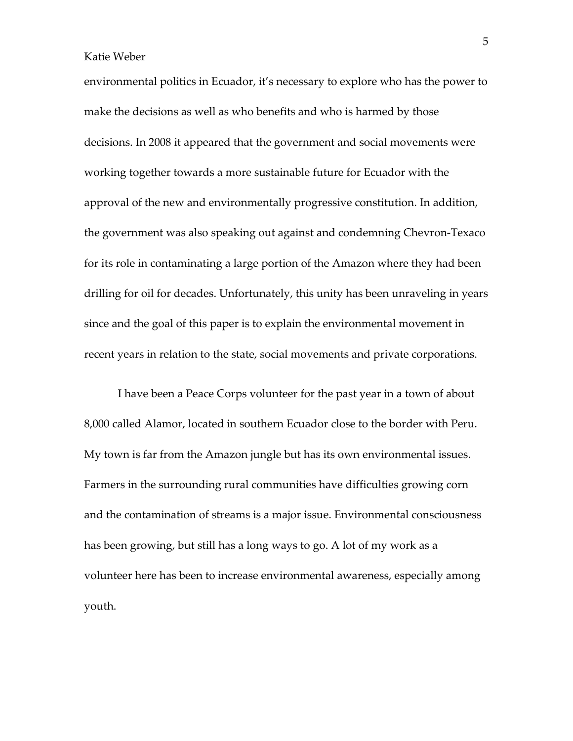environmental politics in Ecuador, it's necessary to explore who has the power to make the decisions as well as who benefits and who is harmed by those decisions. In 2008 it appeared that the government and social movements were working together towards a more sustainable future for Ecuador with the approval of the new and environmentally progressive constitution. In addition, the government was also speaking out against and condemning Chevron-Texaco for its role in contaminating a large portion of the Amazon where they had been drilling for oil for decades. Unfortunately, this unity has been unraveling in years since and the goal of this paper is to explain the environmental movement in recent years in relation to the state, social movements and private corporations.

I have been a Peace Corps volunteer for the past year in a town of about 8,000 called Alamor, located in southern Ecuador close to the border with Peru. My town is far from the Amazon jungle but has its own environmental issues. Farmers in the surrounding rural communities have difficulties growing corn and the contamination of streams is a major issue. Environmental consciousness has been growing, but still has a long ways to go. A lot of my work as a volunteer here has been to increase environmental awareness, especially among youth.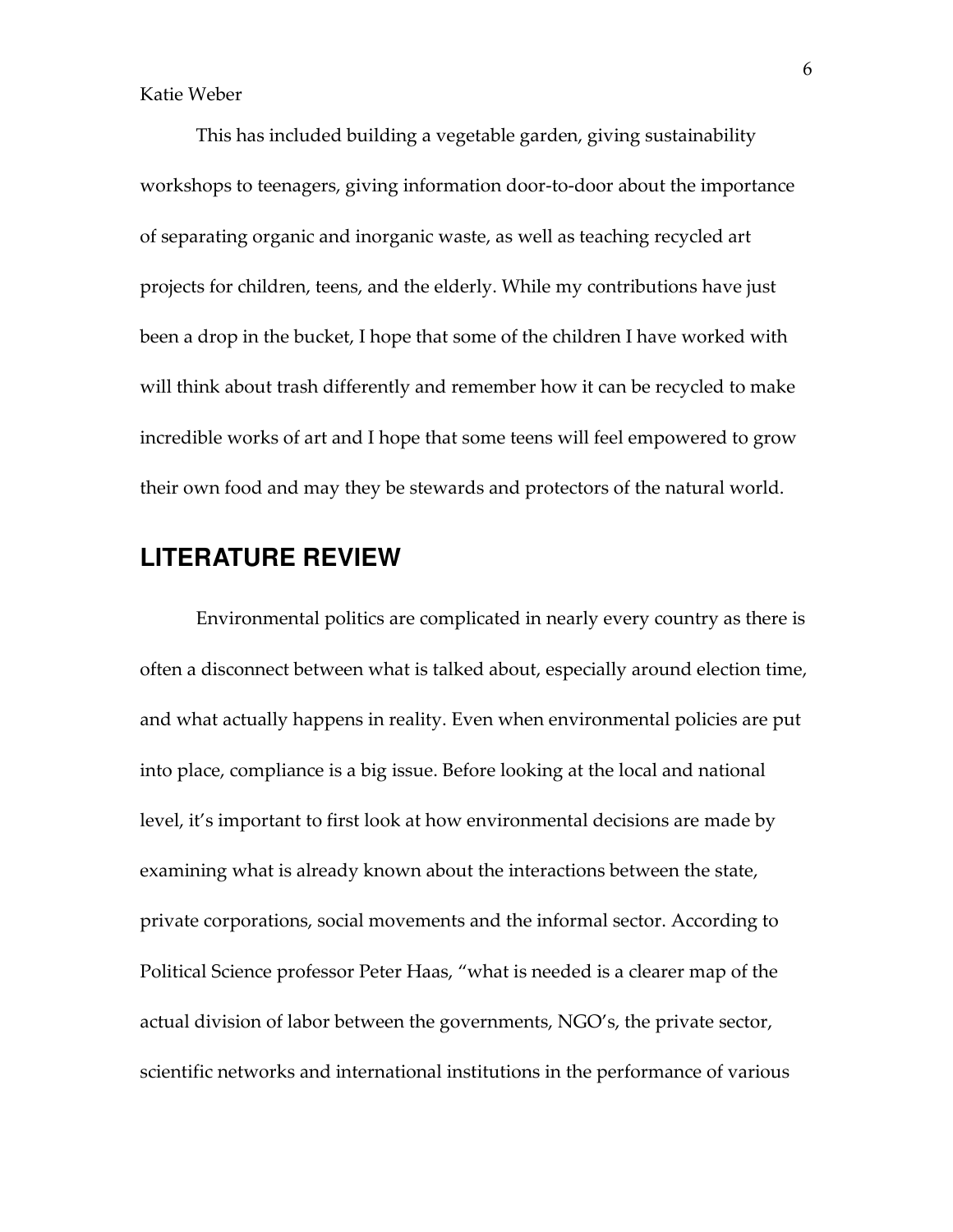This has included building a vegetable garden, giving sustainability workshops to teenagers, giving information door-to-door about the importance of separating organic and inorganic waste, as well as teaching recycled art projects for children, teens, and the elderly. While my contributions have just been a drop in the bucket, I hope that some of the children I have worked with will think about trash differently and remember how it can be recycled to make incredible works of art and I hope that some teens will feel empowered to grow their own food and may they be stewards and protectors of the natural world.

## LITERATURE REVIEW

Environmental politics are complicated in nearly every country as there is often a disconnect between what is talked about, especially around election time, and what actually happens in reality. Even when environmental policies are put into place, compliance is a big issue. Before looking at the local and national level, it's important to first look at how environmental decisions are made by examining what is already known about the interactions between the state, private corporations, social movements and the informal sector. According to Political Science professor Peter Haas, "what is needed is a clearer map of the actual division of labor between the governments, NGO's, the private sector, scientific networks and international institutions in the performance of various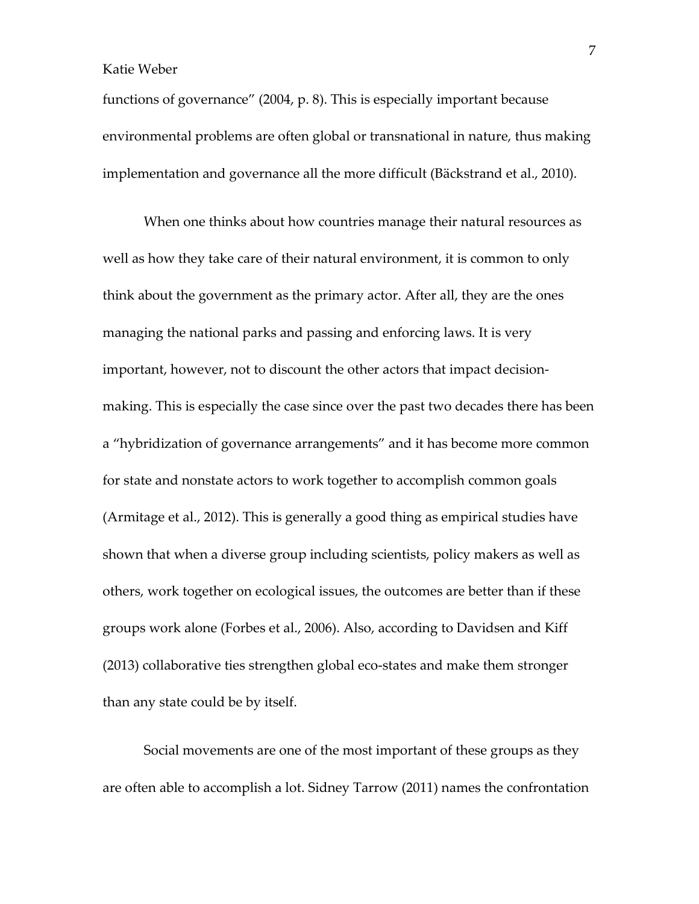functions of governance" (2004, p. 8). This is especially important because environmental problems are often global or transnational in nature, thus making implementation and governance all the more difficult (Bäckstrand et al., 2010).

When one thinks about how countries manage their natural resources as well as how they take care of their natural environment, it is common to only think about the government as the primary actor. After all, they are the ones managing the national parks and passing and enforcing laws. It is very important, however, not to discount the other actors that impact decision-making. This is especially the case since over the past two decades there has been a "hybridization of governance arrangements" and it has become more common for state and nonstate actors to work together to accomplish common goals (Armitage et al., 2012). This is generally a good thing as empirical studies have shown that when a diverse group including scientists, policy makers as well as others, work together on ecological issues, the outcomes are better than if these groups work alone (Forbes et al., 2006). Also, according to Davidsen and Kiff (2013) collaborative ties strengthen global eco-states and make them stronger than any state could be by itself.

Social movements are one of the most important of these groups as they are often able to accomplish a lot. Sidney Tarrow (2011) names the confrontation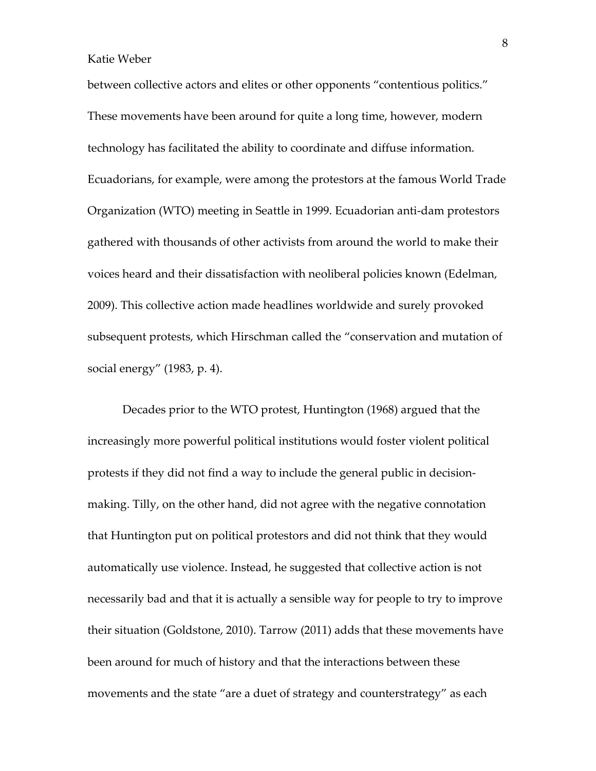between collective actors and elites or other opponents “contentious politics.” These movements have been around for quite a long time, however, modern technology has facilitated the ability to coordinate and diffuse information. Ecuadorians, for example, were among the protestors at the famous World Trade Organization (WTO) meeting in Seattle in 1999. Ecuadorian anti-dam protestors gathered with thousands of other activists from around the world to make their voices heard and their dissatisfaction with neoliberal policies known (Edelman, 2009). This collective action made headlines worldwide and surely provoked subsequent protests, which Hirschman called the “conservation and mutation of social energy” (1983, p. 4).

Decades prior to the WTO protest, Huntington (1968) argued that the increasingly more powerful political institutions would foster violent political protests if they did not find a way to include the general public in decision-making. Tilly, on the other hand, did not agree with the negative connotation that Huntington put on political protestors and did not think that they would automatically use violence. Instead, he suggested that collective action is not necessarily bad and that it is actually a sensible way for people to try to improve their situation (Goldstone, 2010). Tarrow (2011) adds that these movements have been around for much of history and that the interactions between these movements and the state “are a duet of strategy and counterstrategy” as each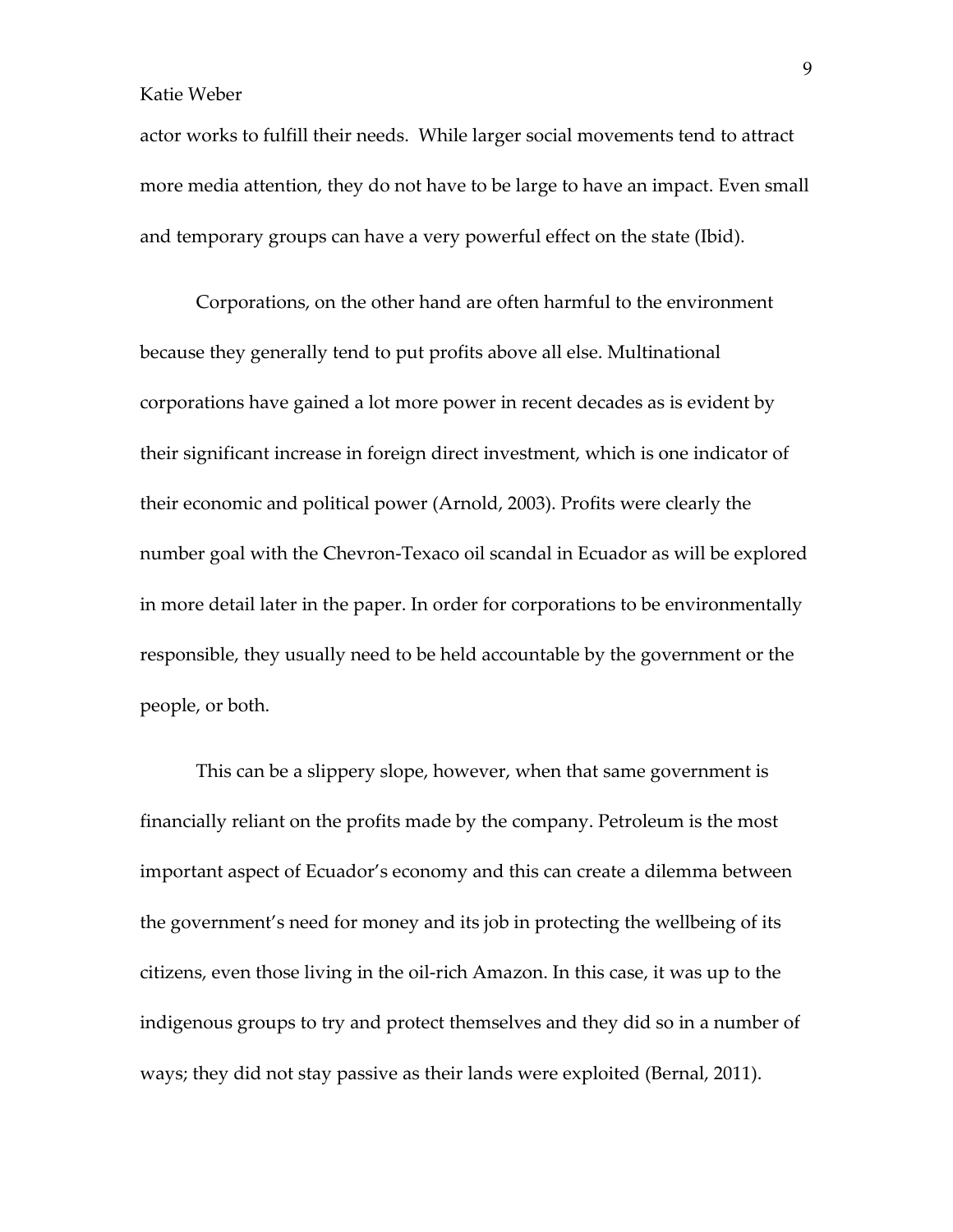actor works to fulfill their needs. While larger social movements tend to attract more media attention, they do not have to be large to have an impact. Even small and temporary groups can have a very powerful effect on the state (Ibid).

Corporations, on the other hand are often harmful to the environment because they generally tend to put profits above all else. Multinational corporations have gained a lot more power in recent decades as is evident by their significant increase in foreign direct investment, which is one indicator of their economic and political power (Arnold, 2003). Profits were clearly the number goal with the Chevron-Texaco oil scandal in Ecuador as will be explored in more detail later in the paper. In order for corporations to be environmentally responsible, they usually need to be held accountable by the government or the people, or both.

This can be a slippery slope, however, when that same government is financially reliant on the profits made by the company. Petroleum is the most important aspect of Ecuador's economy and this can create a dilemma between the government's need for money and its job in protecting the wellbeing of its citizens, even those living in the oil-rich Amazon. In this case, it was up to the indigenous groups to try and protect themselves and they did so in a number of ways; they did not stay passive as their lands were exploited (Bernal, 2011).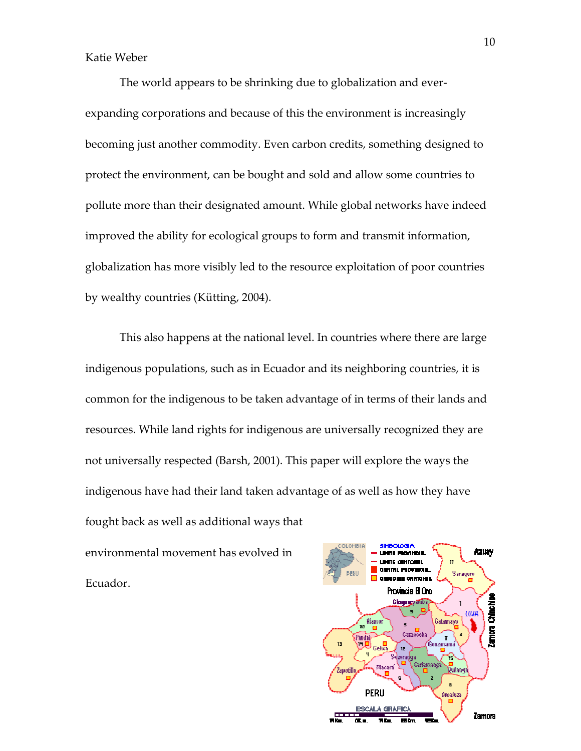Katie Weber

The world appears to be shrinking due to globalization and ever-expanding corporations and because of this the environment is increasingly becoming just another commodity. Even carbon credits, something designed to protect the environment, can be bought and sold and allow some countries to pollute more than their designated amount. While global networks have indeed improved the ability for ecological groups to form and transmit information, globalization has more visibly led to the resource exploitation of poor countries by wealthy countries (Kütting, 2004).

This also happens at the national level. In countries where there are large indigenous populations, such as in Ecuador and its neighboring countries, it is common for the indigenous to be taken advantage of in terms of their lands and resources. While land rights for indigenous are universally recognized they are not universally respected (Barsh, 2001). This paper will explore the ways the indigenous have had their land taken advantage of as well as how they have fought back as well as additional ways that environmental movement has evolved in Ecuador.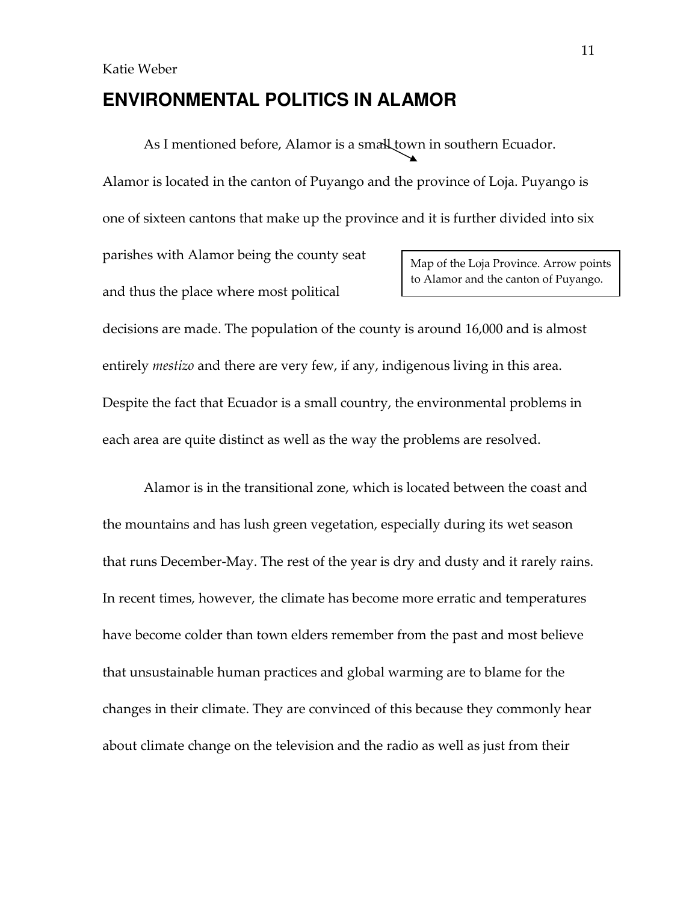Katie Weber

# ENVIRONMENTAL POLITICS IN ALAMOR

As I mentioned before, Alamor is a small town in southern Ecuador. Alamor is located in the canton of Puyango and the province of Loja. Puyango is one of sixteen cantons that make up the province and it is further divided into six parishes with Alamor being the county seat and thus the place where most political decisions are made. The population of the county is around 16,000 and is almost entirely *mestizo* and there are very few, if any, indigenous living in this area. Despite the fact that Ecuador is a small country, the environmental problems in each area are quite distinct as well as the way the problems are resolved.

Map of the Loja Province. Arrow points to Alamor and the canton of Puyango.

Alamor is in the transitional zone, which is located between the coast and the mountains and has lush green vegetation, especially during its wet season that runs December-May. The rest of the year is dry and dusty and it rarely rains. In recent times, however, the climate has become more erratic and temperatures have become colder than town elders remember from the past and most believe that unsustainable human practices and global warming are to blame for the changes in their climate. They are convinced of this because they commonly hear about climate change on the television and the radio as well as just from their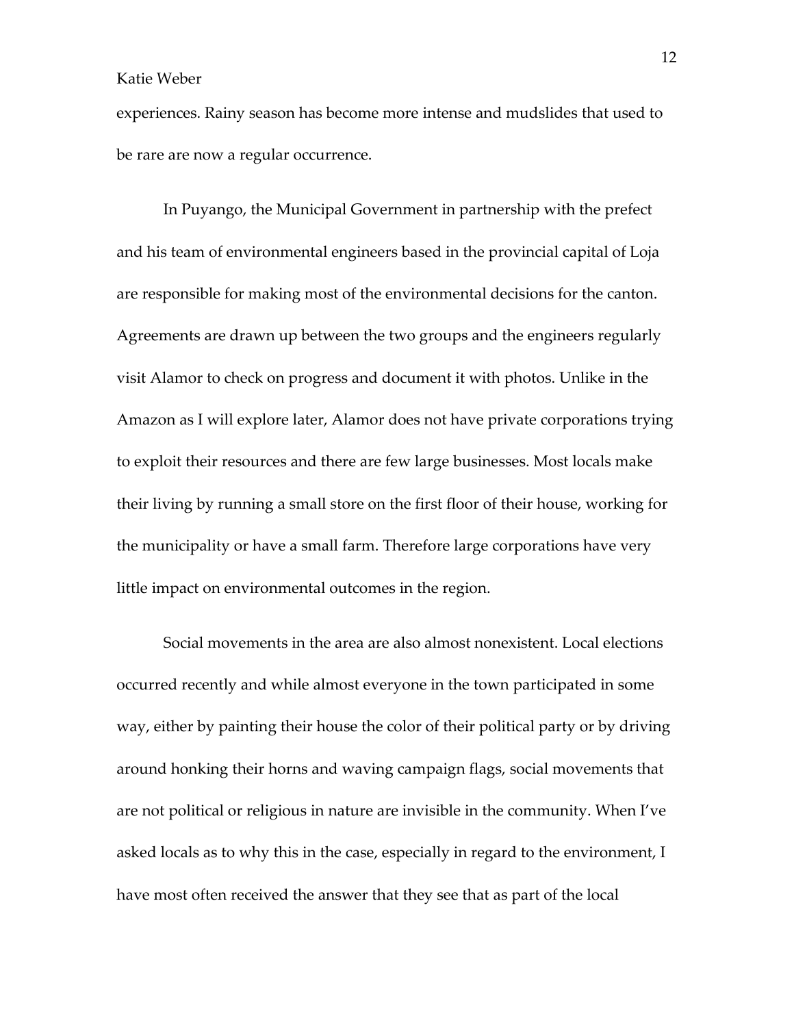experiences. Rainy season has become more intense and mudslides that used to be rare are now a regular occurrence.

In Puyango, the Municipal Government in partnership with the prefect and his team of environmental engineers based in the provincial capital of Loja are responsible for making most of the environmental decisions for the canton. Agreements are drawn up between the two groups and the engineers regularly visit Alamor to check on progress and document it with photos. Unlike in the Amazon as I will explore later, Alamor does not have private corporations trying to exploit their resources and there are few large businesses. Most locals make their living by running a small store on the first floor of their house, working for the municipality or have a small farm. Therefore large corporations have very little impact on environmental outcomes in the region.

Social movements in the area are also almost nonexistent. Local elections occurred recently and while almost everyone in the town participated in some way, either by painting their house the color of their political party or by driving around honking their horns and waving campaign flags, social movements that are not political or religious in nature are invisible in the community. When I've asked locals as to why this in the case, especially in regard to the environment, I have most often received the answer that they see that as part of the local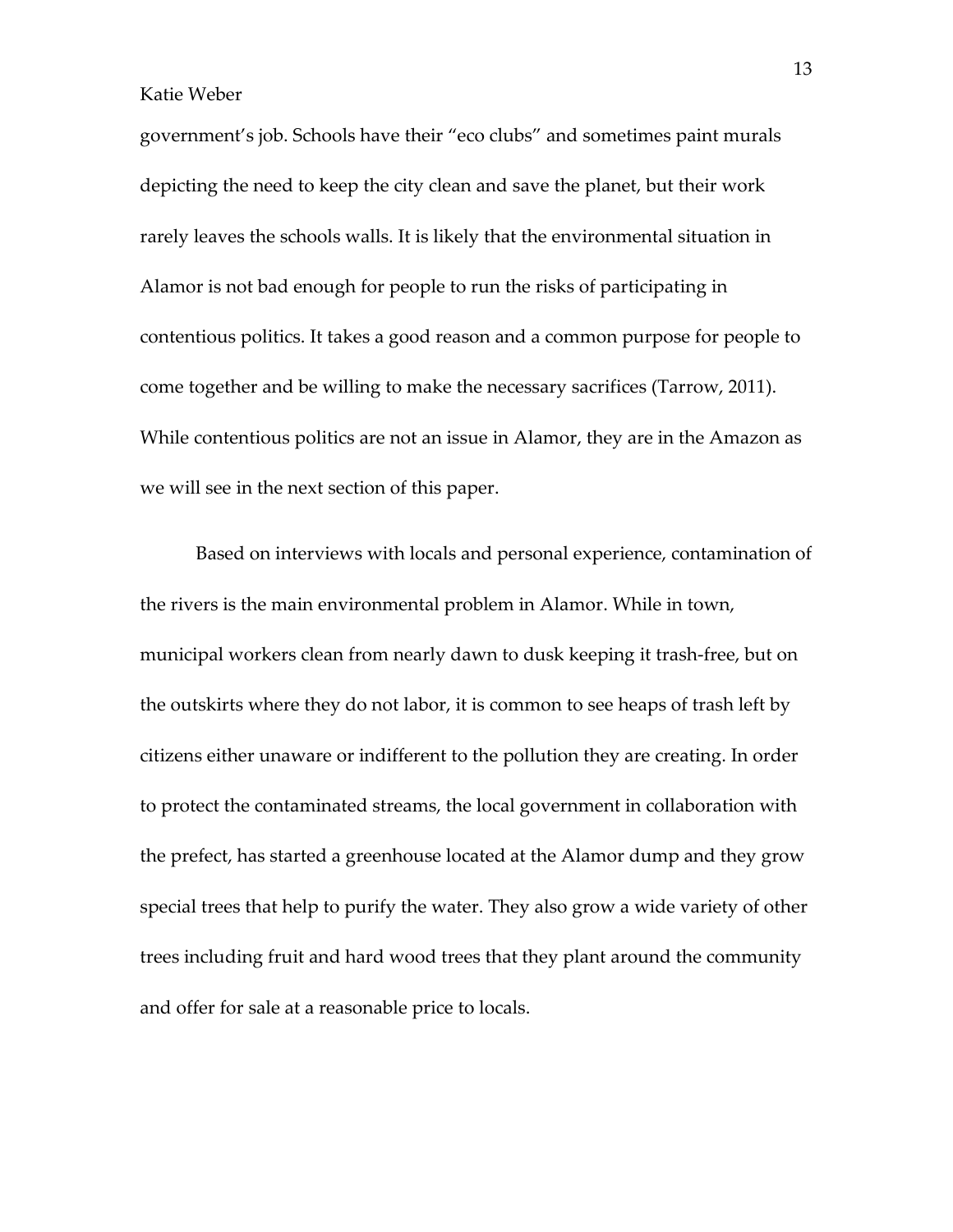government's job. Schools have their "eco clubs" and sometimes paint murals depicting the need to keep the city clean and save the planet, but their work rarely leaves the schools walls. It is likely that the environmental situation in Alamor is not bad enough for people to run the risks of participating in contentious politics. It takes a good reason and a common purpose for people to come together and be willing to make the necessary sacrifices (Tarrow, 2011). While contentious politics are not an issue in Alamor, they are in the Amazon as we will see in the next section of this paper.

Based on interviews with locals and personal experience, contamination of the rivers is the main environmental problem in Alamor. While in town, municipal workers clean from nearly dawn to dusk keeping it trash-free, but on the outskirts where they do not labor, it is common to see heaps of trash left by citizens either unaware or indifferent to the pollution they are creating. In order to protect the contaminated streams, the local government in collaboration with the prefect, has started a greenhouse located at the Alamor dump and they grow special trees that help to purify the water. They also grow a wide variety of other trees including fruit and hard wood trees that they plant around the community and offer for sale at a reasonable price to locals.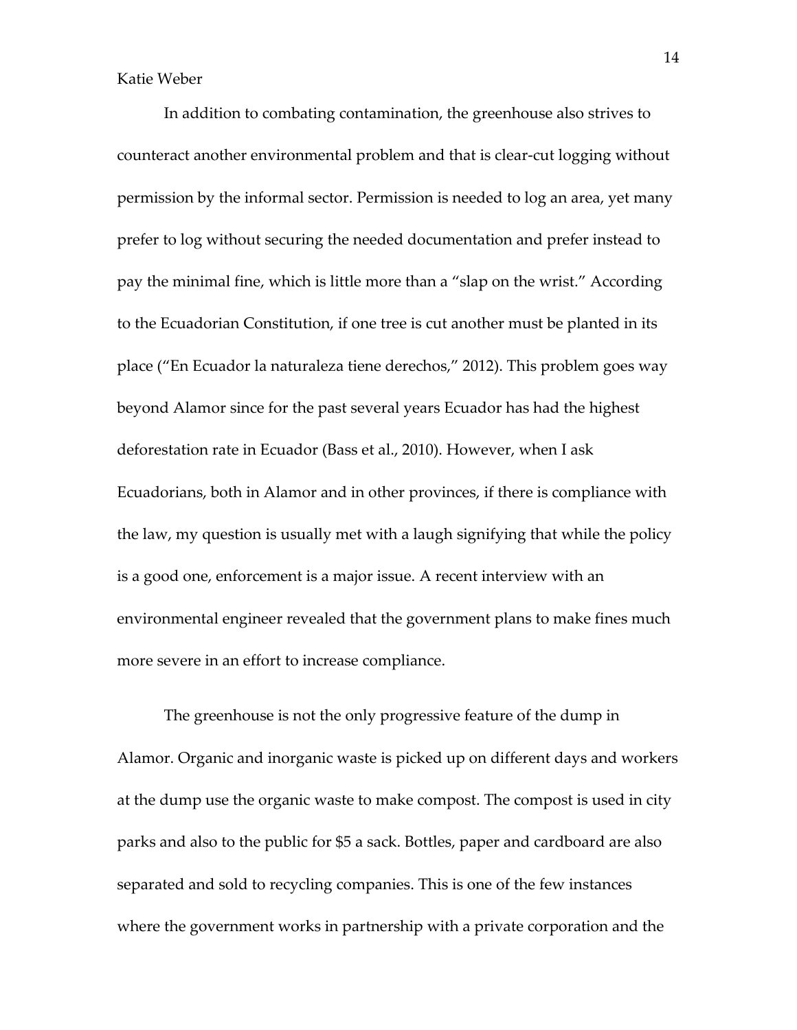In addition to combating contamination, the greenhouse also strives to counteract another environmental problem and that is clear-cut logging without permission by the informal sector. Permission is needed to log an area, yet many prefer to log without securing the needed documentation and prefer instead to pay the minimal fine, which is little more than a "slap on the wrist." According to the Ecuadorian Constitution, if one tree is cut another must be planted in its place ("En Ecuador la naturaleza tiene derechos," 2012). This problem goes way beyond Alamor since for the past several years Ecuador has had the highest deforestation rate in Ecuador (Bass et al., 2010). However, when I ask Ecuadorians, both in Alamor and in other provinces, if there is compliance with the law, my question is usually met with a laugh signifying that while the policy is a good one, enforcement is a major issue. A recent interview with an environmental engineer revealed that the government plans to make fines much more severe in an effort to increase compliance.

The greenhouse is not the only progressive feature of the dump in Alamor. Organic and inorganic waste is picked up on different days and workers at the dump use the organic waste to make compost. The compost is used in city parks and also to the public for $5 a sack. Bottles, paper and cardboard are also separated and sold to recycling companies. This is one of the few instances where the government works in partnership with a private corporation and the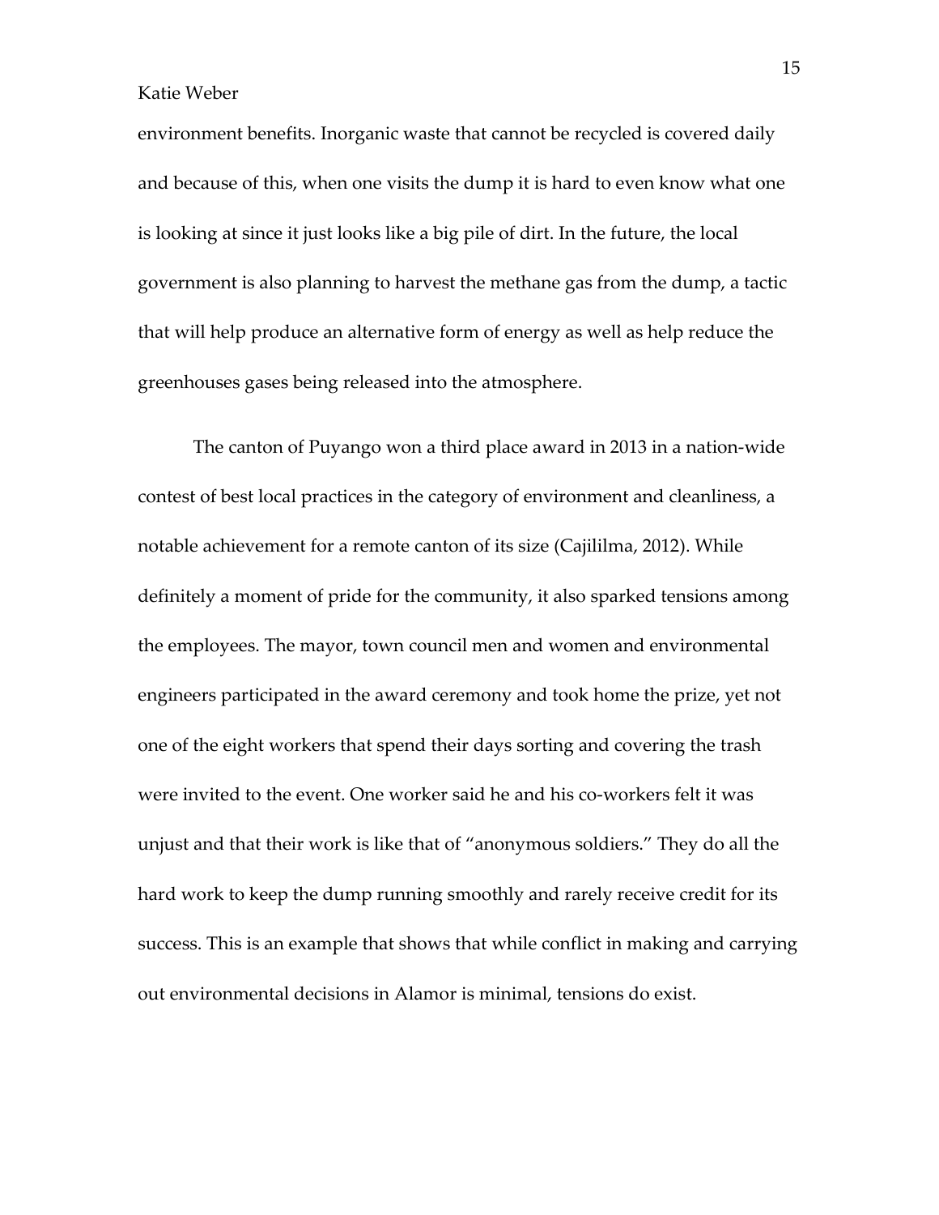environment benefits. Inorganic waste that cannot be recycled is covered daily and because of this, when one visits the dump it is hard to even know what one is looking at since it just looks like a big pile of dirt. In the future, the local government is also planning to harvest the methane gas from the dump, a tactic that will help produce an alternative form of energy as well as help reduce the greenhouses gases being released into the atmosphere.

The canton of Puyango won a third place award in 2013 in a nation-wide contest of best local practices in the category of environment and cleanliness, a notable achievement for a remote canton of its size (Cajililma, 2012). While definitely a moment of pride for the community, it also sparked tensions among the employees. The mayor, town council men and women and environmental engineers participated in the award ceremony and took home the prize, yet not one of the eight workers that spend their days sorting and covering the trash were invited to the event. One worker said he and his co-workers felt it was unjust and that their work is like that of "anonymous soldiers." They do all the hard work to keep the dump running smoothly and rarely receive credit for its success. This is an example that shows that while conflict in making and carrying out environmental decisions in Alamor is minimal, tensions do exist.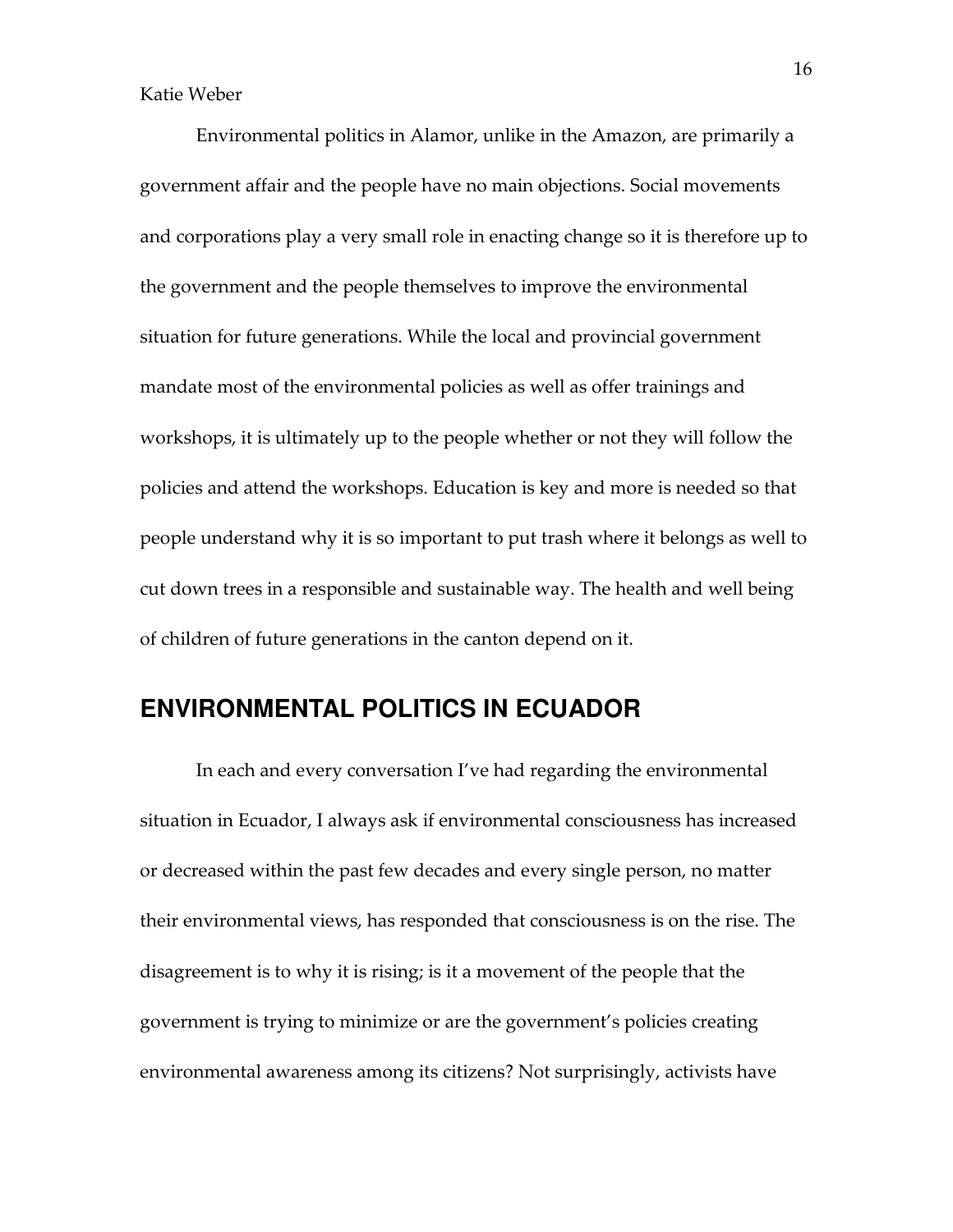Environmental politics in Alamor, unlike in the Amazon, are primarily a government affair and the people have no main objections. Social movements and corporations play a very small role in enacting change so it is therefore up to the government and the people themselves to improve the environmental situation for future generations. While the local and provincial government mandate most of the environmental policies as well as offer trainings and workshops, it is ultimately up to the people whether or not they will follow the policies and attend the workshops. Education is key and more is needed so that people understand why it is so important to put trash where it belongs as well to cut down trees in a responsible and sustainable way. The health and well being of children of future generations in the canton depend on it.

## ENVIRONMENTAL POLITICS IN ECUADOR

In each and every conversation I've had regarding the environmental situation in Ecuador, I always ask if environmental consciousness has increased or decreased within the past few decades and every single person, no matter their environmental views, has responded that consciousness is on the rise. The disagreement is to why it is rising; is it a movement of the people that the government is trying to minimize or are the government's policies creating environmental awareness among its citizens? Not surprisingly, activists have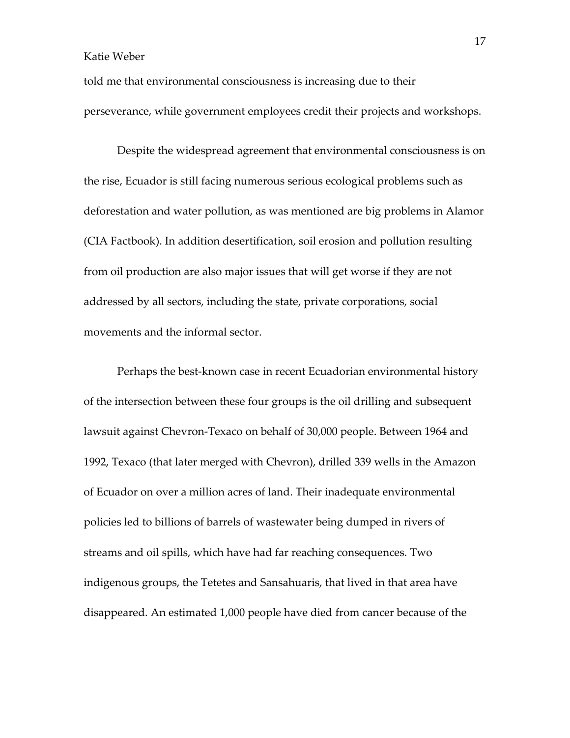told me that environmental consciousness is increasing due to their perseverance, while government employees credit their projects and workshops.

Despite the widespread agreement that environmental consciousness is on the rise, Ecuador is still facing numerous serious ecological problems such as deforestation and water pollution, as was mentioned are big problems in Alamor (CIA Factbook). In addition desertification, soil erosion and pollution resulting from oil production are also major issues that will get worse if they are not addressed by all sectors, including the state, private corporations, social movements and the informal sector.

Perhaps the best-known case in recent Ecuadorian environmental history of the intersection between these four groups is the oil drilling and subsequent lawsuit against Chevron-Texaco on behalf of 30,000 people. Between 1964 and 1992, Texaco (that later merged with Chevron), drilled 339 wells in the Amazon of Ecuador on over a million acres of land. Their inadequate environmental policies led to billions of barrels of wastewater being dumped in rivers of streams and oil spills, which have had far reaching consequences. Two indigenous groups, the Tetetes and Sansahuaris, that lived in that area have disappeared. An estimated 1,000 people have died from cancer because of the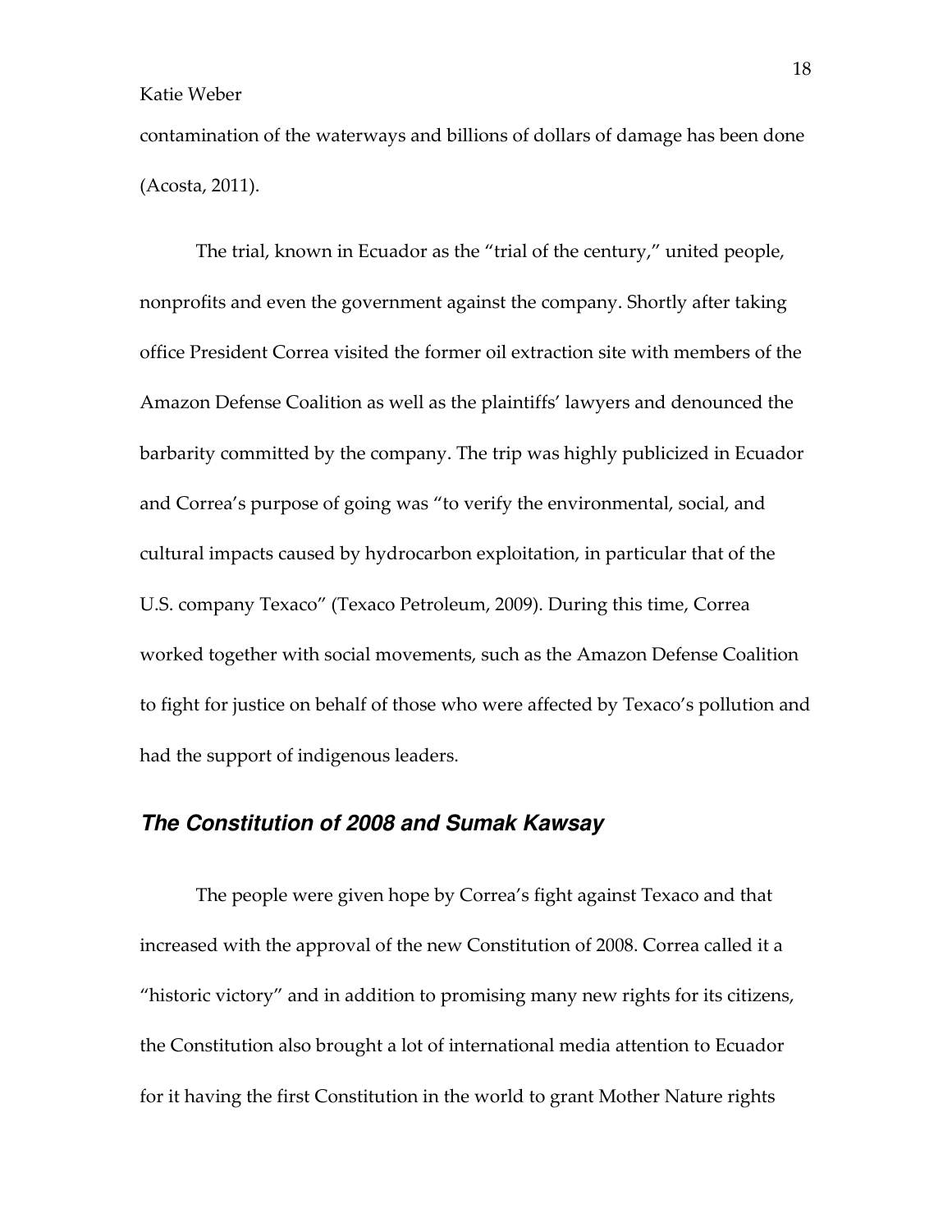contamination of the waterways and billions of dollars of damage has been done (Acosta, 2011).

The trial, known in Ecuador as the "trial of the century," united people, nonprofits and even the government against the company. Shortly after taking office President Correa visited the former oil extraction site with members of the Amazon Defense Coalition as well as the plaintiffs' lawyers and denounced the barbarity committed by the company. The trip was highly publicized in Ecuador and Correa's purpose of going was "to verify the environmental, social, and cultural impacts caused by hydrocarbon exploitation, in particular that of the U.S. company Texaco" (Texaco Petroleum, 2009). During this time, Correa worked together with social movements, such as the Amazon Defense Coalition to fight for justice on behalf of those who were affected by Texaco's pollution and had the support of indigenous leaders.

## *The Constitution of 2008 and Sumak Kawsay*

The people were given hope by Correa's fight against Texaco and that increased with the approval of the new Constitution of 2008. Correa called it a "historic victory" and in addition to promising many new rights for its citizens, the Constitution also brought a lot of international media attention to Ecuador for it having the first Constitution in the world to grant Mother Nature rights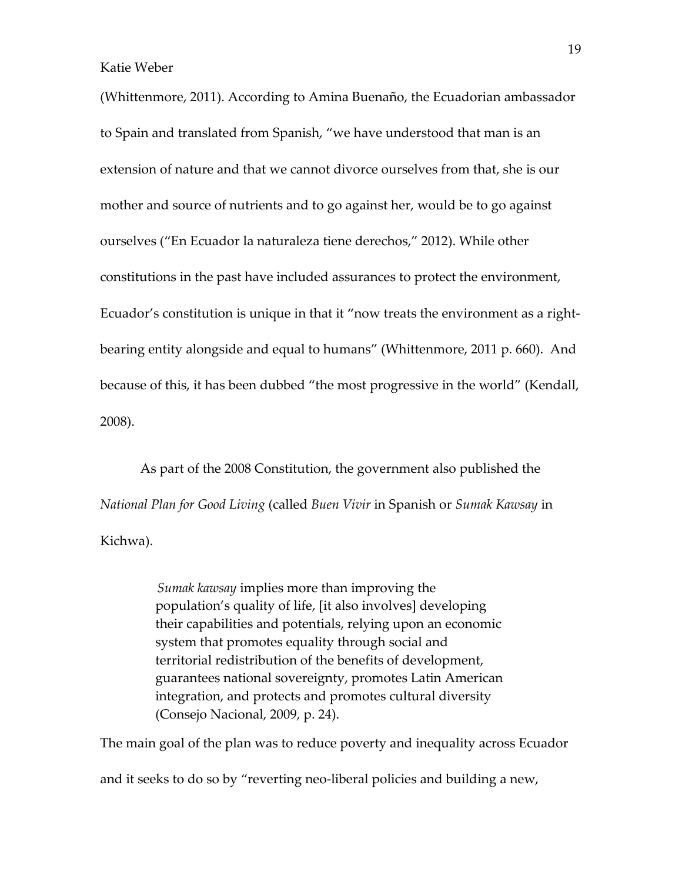(Whittenmore, 2011). According to Amina Buenaño, the Ecuadorian ambassador to Spain and translated from Spanish, "we have understood that man is an extension of nature and that we cannot divorce ourselves from that, she is our mother and source of nutrients and to go against her, would be to go against ourselves ("En Ecuador la naturaleza tiene derechos," 2012). While other constitutions in the past have included assurances to protect the environment, Ecuador's constitution is unique in that it "now treats the environment as a right-bearing entity alongside and equal to humans" (Whittenmore, 2011 p. 660). And because of this, it has been dubbed "the most progressive in the world" (Kendall, 2008).

As part of the 2008 Constitution, the government also published the *National Plan for Good Living* (called *Buen Vivir* in Spanish or *Sumak Kawsay* in Kichwa).

> *Sumak kawsay* implies more than improving the population's quality of life, [it also involves] developing their capabilities and potentials, relying upon an economic system that promotes equality through social and territorial redistribution of the benefits of development, guarantees national sovereignty, promotes Latin American integration, and protects and promotes cultural diversity (Consejo Nacional, 2009, p. 24).

The main goal of the plan was to reduce poverty and inequality across Ecuador and it seeks to do so by "reverting neo-liberal policies and building a new,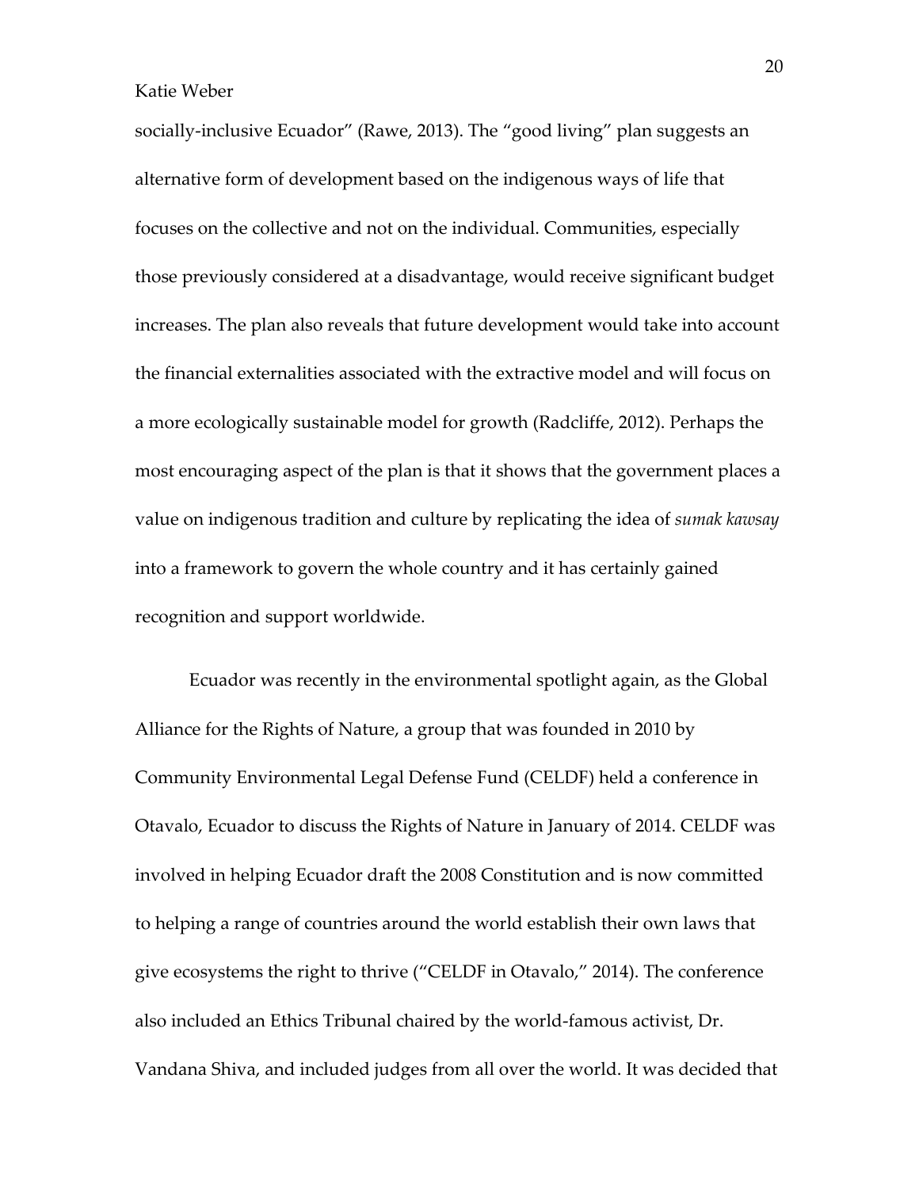socially-inclusive Ecuador" (Rawe, 2013). The "good living" plan suggests an alternative form of development based on the indigenous ways of life that focuses on the collective and not on the individual. Communities, especially those previously considered at a disadvantage, would receive significant budget increases. The plan also reveals that future development would take into account the financial externalities associated with the extractive model and will focus on a more ecologically sustainable model for growth (Radcliffe, 2012). Perhaps the most encouraging aspect of the plan is that it shows that the government places a value on indigenous tradition and culture by replicating the idea of *sumak kawsay* into a framework to govern the whole country and it has certainly gained recognition and support worldwide.

Ecuador was recently in the environmental spotlight again, as the Global Alliance for the Rights of Nature, a group that was founded in 2010 by Community Environmental Legal Defense Fund (CELDF) held a conference in Otavalo, Ecuador to discuss the Rights of Nature in January of 2014. CELDF was involved in helping Ecuador draft the 2008 Constitution and is now committed to helping a range of countries around the world establish their own laws that give ecosystems the right to thrive ("CELDF in Otavalo," 2014). The conference also included an Ethics Tribunal chaired by the world-famous activist, Dr. Vandana Shiva, and included judges from all over the world. It was decided that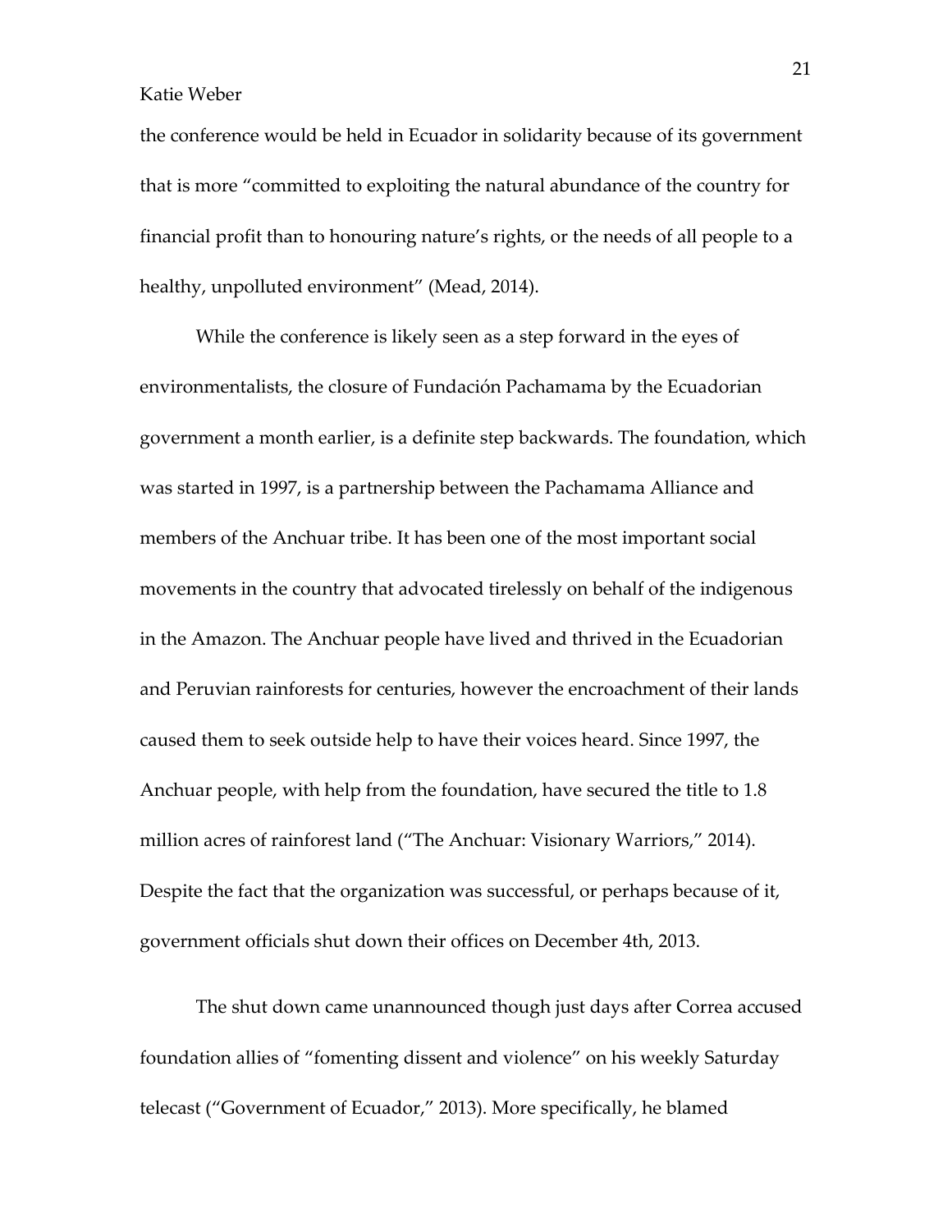the conference would be held in Ecuador in solidarity because of its government that is more "committed to exploiting the natural abundance of the country for financial profit than to honouring nature's rights, or the needs of all people to a healthy, unpolluted environment" (Mead, 2014).

While the conference is likely seen as a step forward in the eyes of environmentalists, the closure of Fundación Pachamama by the Ecuadorian government a month earlier, is a definite step backwards. The foundation, which was started in 1997, is a partnership between the Pachamama Alliance and members of the Anchuar tribe. It has been one of the most important social movements in the country that advocated tirelessly on behalf of the indigenous in the Amazon. The Anchuar people have lived and thrived in the Ecuadorian and Peruvian rainforests for centuries, however the encroachment of their lands caused them to seek outside help to have their voices heard. Since 1997, the Anchuar people, with help from the foundation, have secured the title to 1.8 million acres of rainforest land ("The Anchuar: Visionary Warriors," 2014). Despite the fact that the organization was successful, or perhaps because of it, government officials shut down their offices on December 4th, 2013.

The shut down came unannounced though just days after Correa accused foundation allies of "fomenting dissent and violence" on his weekly Saturday telecast ("Government of Ecuador," 2013). More specifically, he blamed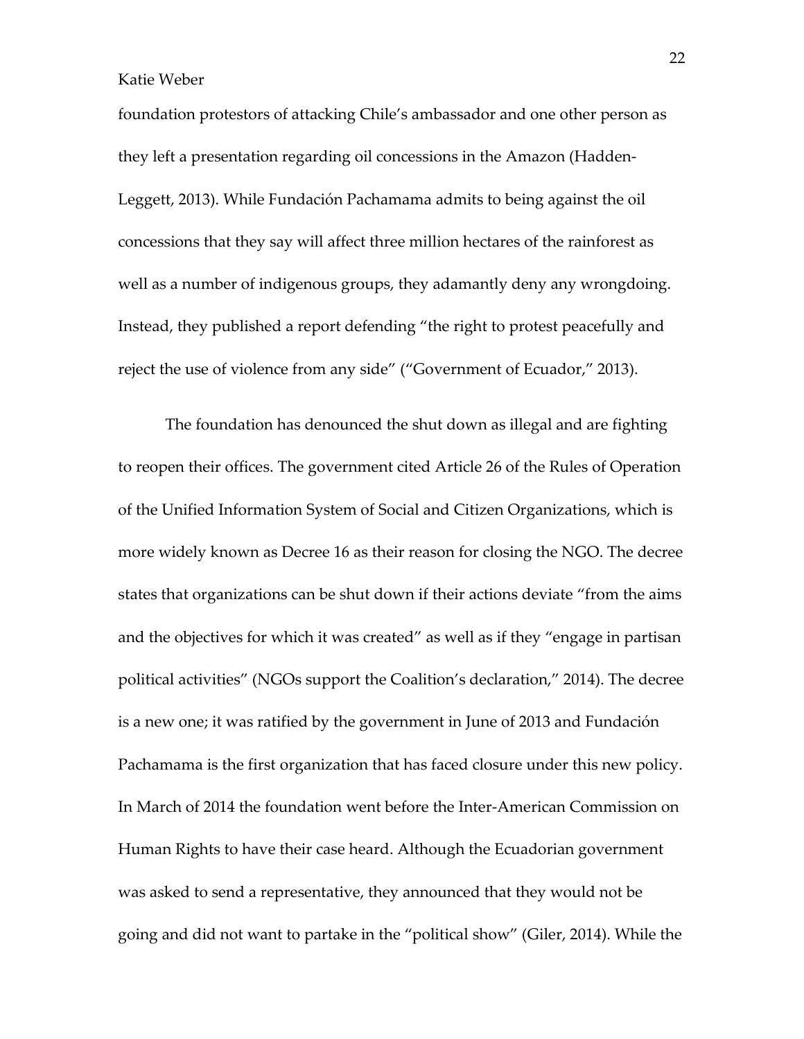foundation protestors of attacking Chile's ambassador and one other person as they left a presentation regarding oil concessions in the Amazon (Hadden-Leggett, 2013). While Fundación Pachamama admits to being against the oil concessions that they say will affect three million hectares of the rainforest as well as a number of indigenous groups, they adamantly deny any wrongdoing. Instead, they published a report defending "the right to protest peacefully and reject the use of violence from any side" ("Government of Ecuador," 2013).

The foundation has denounced the shut down as illegal and are fighting to reopen their offices. The government cited Article 26 of the Rules of Operation of the Unified Information System of Social and Citizen Organizations, which is more widely known as Decree 16 as their reason for closing the NGO. The decree states that organizations can be shut down if their actions deviate "from the aims and the objectives for which it was created" as well as if they "engage in partisan political activities" (NGOs support the Coalition's declaration," 2014). The decree is a new one; it was ratified by the government in June of 2013 and Fundación Pachamama is the first organization that has faced closure under this new policy. In March of 2014 the foundation went before the Inter-American Commission on Human Rights to have their case heard. Although the Ecuadorian government was asked to send a representative, they announced that they would not be going and did not want to partake in the "political show" (Giler, 2014). While the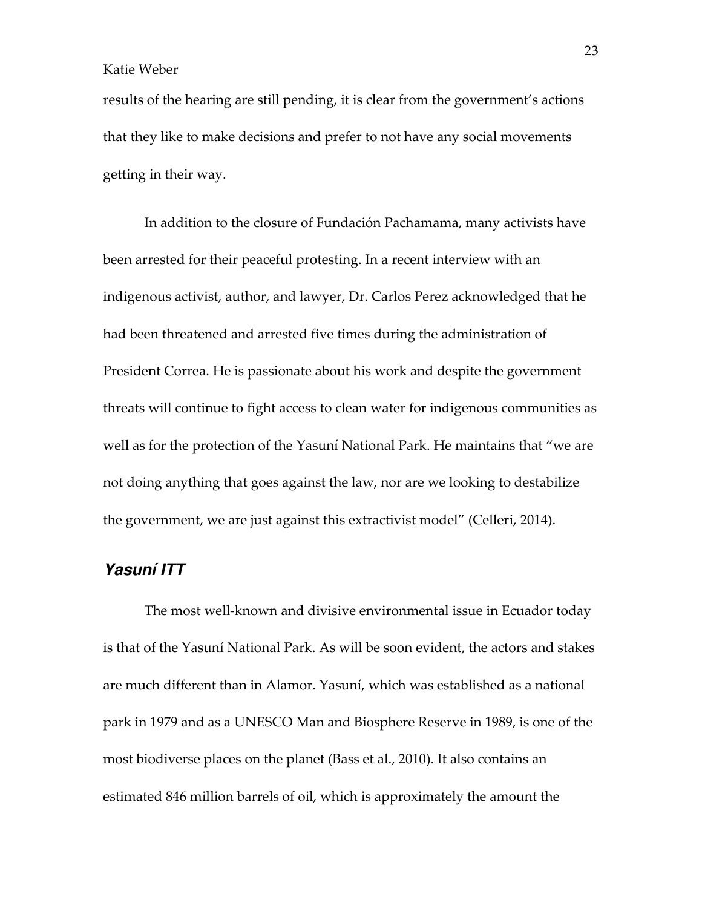results of the hearing are still pending, it is clear from the government's actions that they like to make decisions and prefer to not have any social movements getting in their way.

In addition to the closure of Fundación Pachamama, many activists have been arrested for their peaceful protesting. In a recent interview with an indigenous activist, author, and lawyer, Dr. Carlos Perez acknowledged that he had been threatened and arrested five times during the administration of President Correa. He is passionate about his work and despite the government threats will continue to fight access to clean water for indigenous communities as well as for the protection of the Yasuní National Park. He maintains that "we are not doing anything that goes against the law, nor are we looking to destabilize the government, we are just against this extractivist model" (Celleri, 2014).

## *Yasuní ITT*

The most well-known and divisive environmental issue in Ecuador today is that of the Yasuní National Park. As will be soon evident, the actors and stakes are much different than in Alamor. Yasuní, which was established as a national park in 1979 and as a UNESCO Man and Biosphere Reserve in 1989, is one of the most biodiverse places on the planet (Bass et al., 2010). It also contains an estimated 846 million barrels of oil, which is approximately the amount the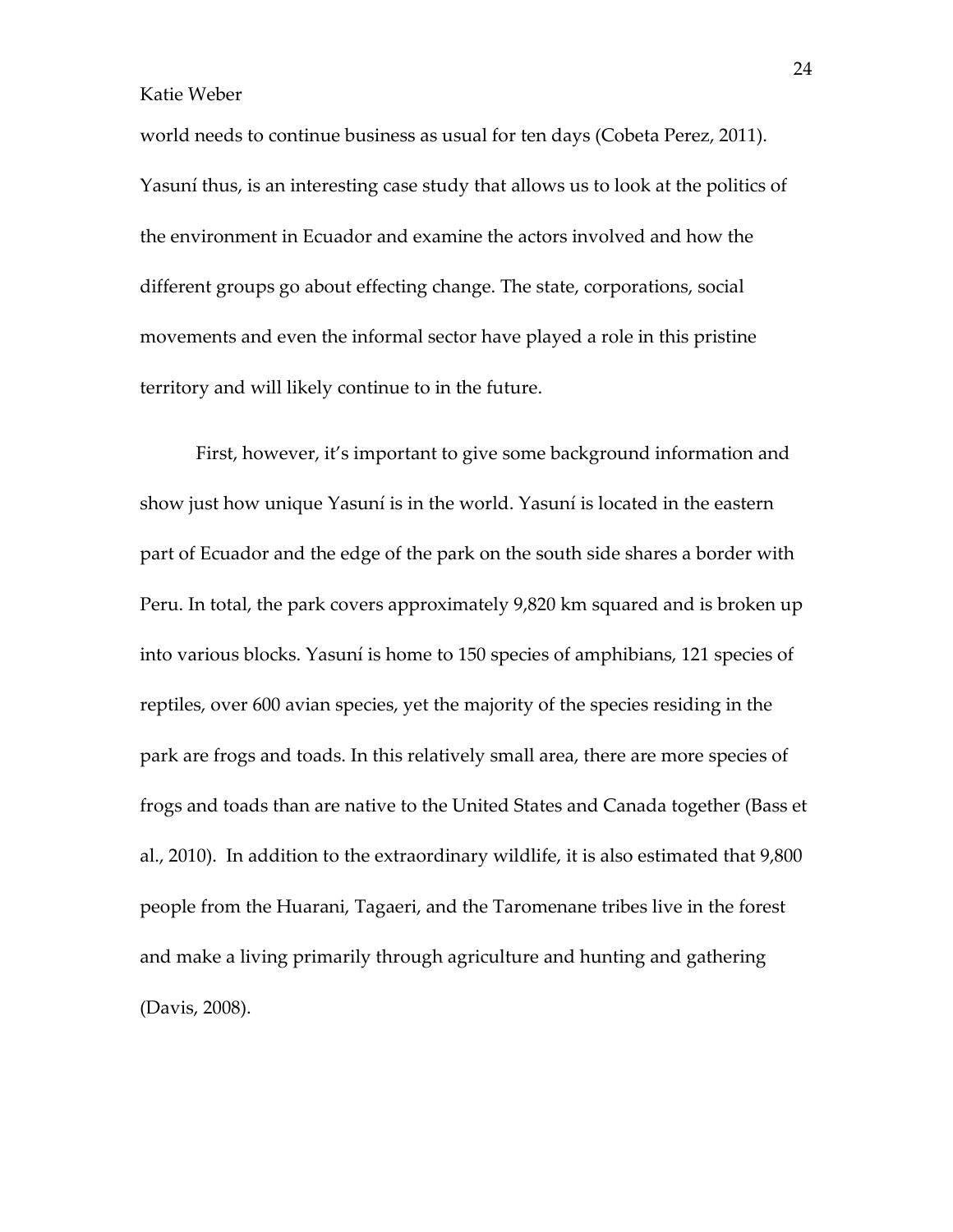world needs to continue business as usual for ten days (Cobeta Perez, 2011). Yasuní thus, is an interesting case study that allows us to look at the politics of the environment in Ecuador and examine the actors involved and how the different groups go about effecting change. The state, corporations, social movements and even the informal sector have played a role in this pristine territory and will likely continue to in the future.

First, however, it's important to give some background information and show just how unique Yasuní is in the world. Yasuní is located in the eastern part of Ecuador and the edge of the park on the south side shares a border with Peru. In total, the park covers approximately 9,820 km squared and is broken up into various blocks. Yasuní is home to 150 species of amphibians, 121 species of reptiles, over 600 avian species, yet the majority of the species residing in the park are frogs and toads. In this relatively small area, there are more species of frogs and toads than are native to the United States and Canada together (Bass et al., 2010). In addition to the extraordinary wildlife, it is also estimated that 9,800 people from the Huarani, Tagaeri, and the Taromenane tribes live in the forest and make a living primarily through agriculture and hunting and gathering (Davis, 2008).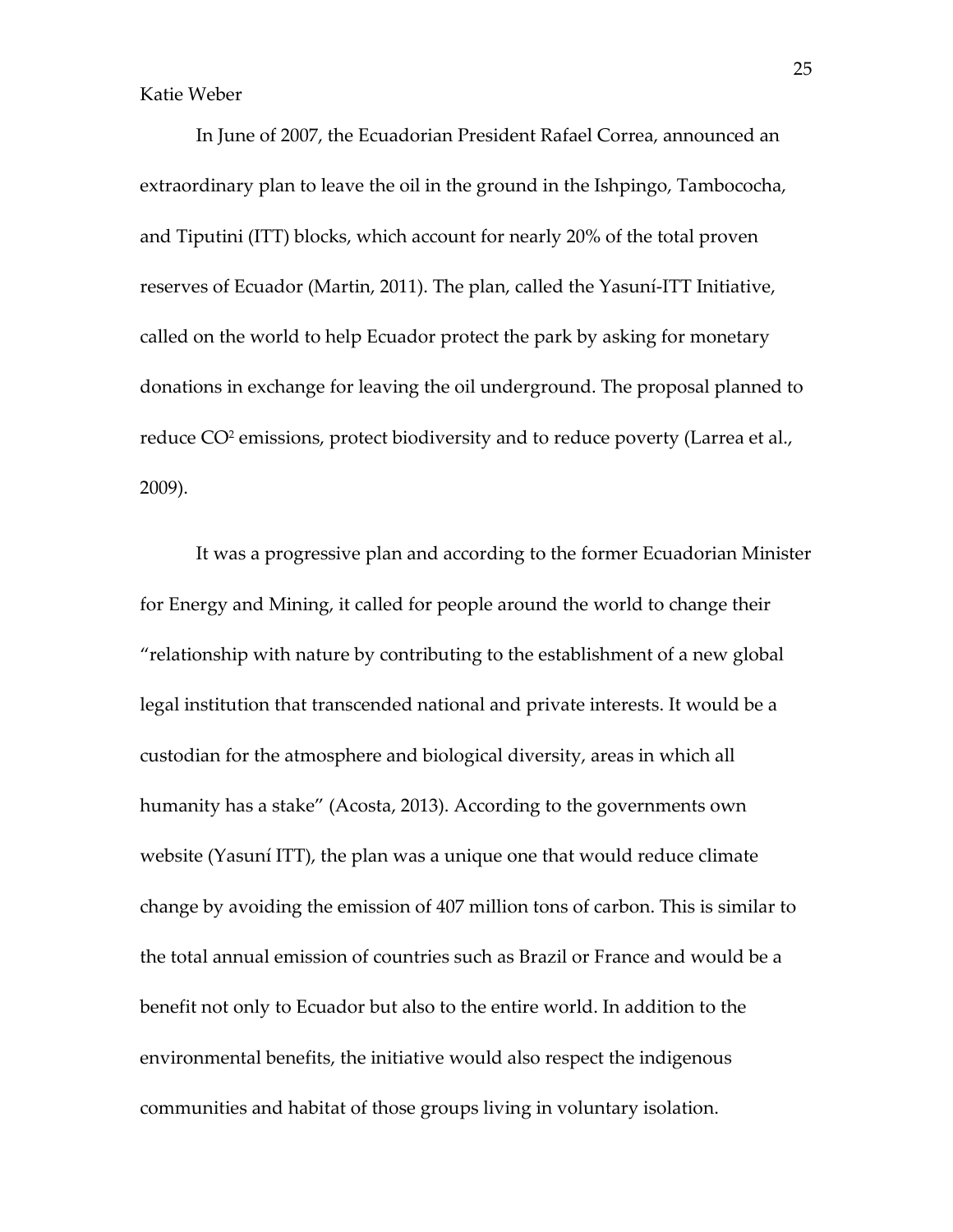Katie Weber

In June of 2007, the Ecuadorian President Rafael Correa, announced an extraordinary plan to leave the oil in the ground in the Ishpingo, Tambococha, and Tiputini (ITT) blocks, which account for nearly 20% of the total proven reserves of Ecuador (Martin, 2011). The plan, called the Yasuní-ITT Initiative, called on the world to help Ecuador protect the park by asking for monetary donations in exchange for leaving the oil underground. The proposal planned to reduce $CO^2$ emissions, protect biodiversity and to reduce poverty (Larrea et al., 2009).

It was a progressive plan and according to the former Ecuadorian Minister for Energy and Mining, it called for people around the world to change their "relationship with nature by contributing to the establishment of a new global legal institution that transcended national and private interests. It would be a custodian for the atmosphere and biological diversity, areas in which all humanity has a stake" (Acosta, 2013). According to the governments own website (Yasuní ITT), the plan was a unique one that would reduce climate change by avoiding the emission of 407 million tons of carbon. This is similar to the total annual emission of countries such as Brazil or France and would be a benefit not only to Ecuador but also to the entire world. In addition to the environmental benefits, the initiative would also respect the indigenous communities and habitat of those groups living in voluntary isolation.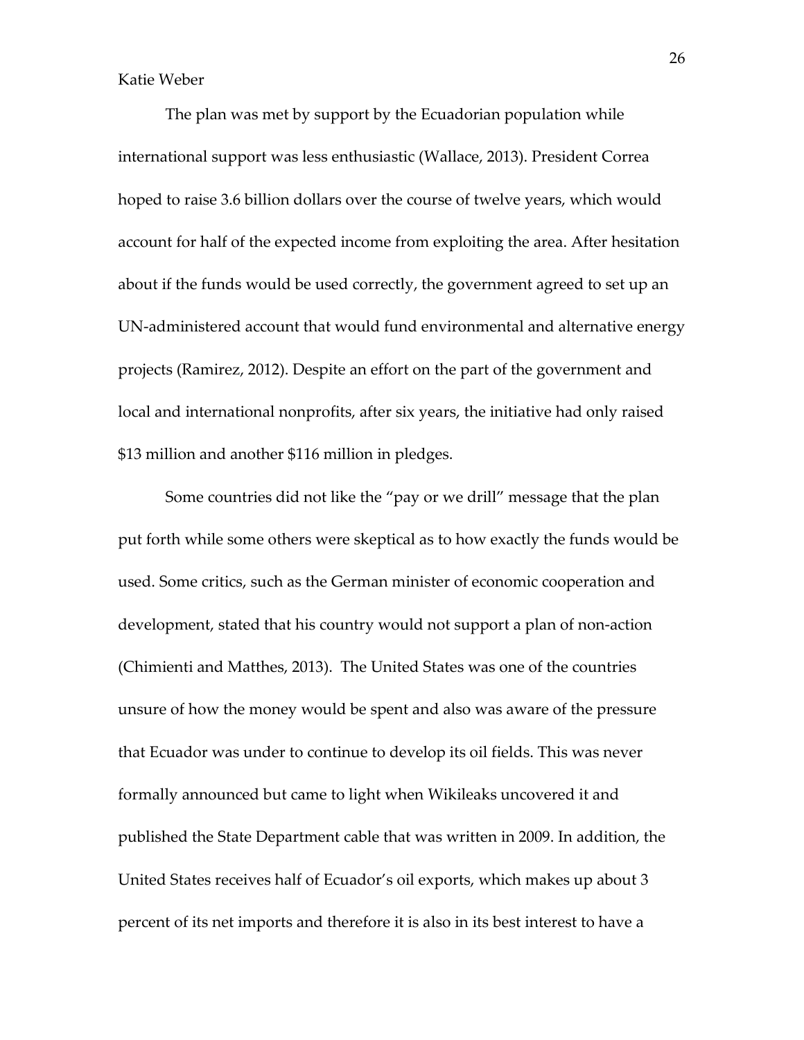The plan was met by support by the Ecuadorian population while international support was less enthusiastic (Wallace, 2013). President Correa hoped to raise 3.6 billion dollars over the course of twelve years, which would account for half of the expected income from exploiting the area. After hesitation about if the funds would be used correctly, the government agreed to set up an UN-administered account that would fund environmental and alternative energy projects (Ramirez, 2012). Despite an effort on the part of the government and local and international nonprofits, after six years, the initiative had only raised $13 million and another $116 million in pledges.

Some countries did not like the "pay or we drill" message that the plan put forth while some others were skeptical as to how exactly the funds would be used. Some critics, such as the German minister of economic cooperation and development, stated that his country would not support a plan of non-action (Chimienti and Matthes, 2013). The United States was one of the countries unsure of how the money would be spent and also was aware of the pressure that Ecuador was under to continue to develop its oil fields. This was never formally announced but came to light when Wikileaks uncovered it and published the State Department cable that was written in 2009. In addition, the United States receives half of Ecuador's oil exports, which makes up about 3 percent of its net imports and therefore it is also in its best interest to have a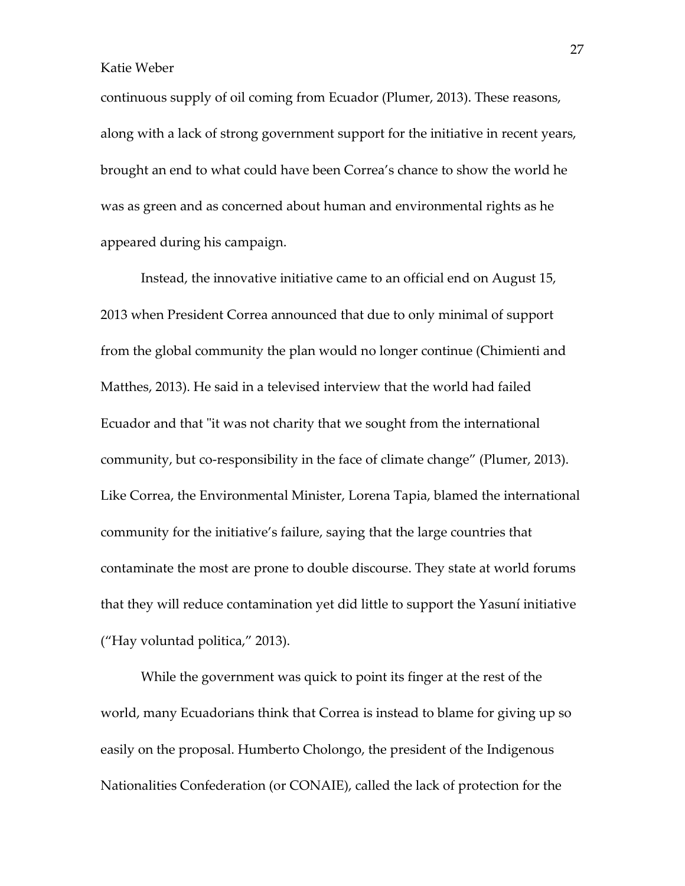continuous supply of oil coming from Ecuador (Plumer, 2013). These reasons, along with a lack of strong government support for the initiative in recent years, brought an end to what could have been Correa's chance to show the world he was as green and as concerned about human and environmental rights as he appeared during his campaign.

Instead, the innovative initiative came to an official end on August 15, 2013 when President Correa announced that due to only minimal of support from the global community the plan would no longer continue (Chimienti and Matthes, 2013). He said in a televised interview that the world had failed Ecuador and that "it was not charity that we sought from the international community, but co-responsibility in the face of climate change" (Plumer, 2013). Like Correa, the Environmental Minister, Lorena Tapia, blamed the international community for the initiative's failure, saying that the large countries that contaminate the most are prone to double discourse. They state at world forums that they will reduce contamination yet did little to support the Yasuní initiative ("Hay voluntad politica," 2013).

While the government was quick to point its finger at the rest of the world, many Ecuadorians think that Correa is instead to blame for giving up so easily on the proposal. Humberto Cholongo, the president of the Indigenous Nationalities Confederation (or CONAIE), called the lack of protection for the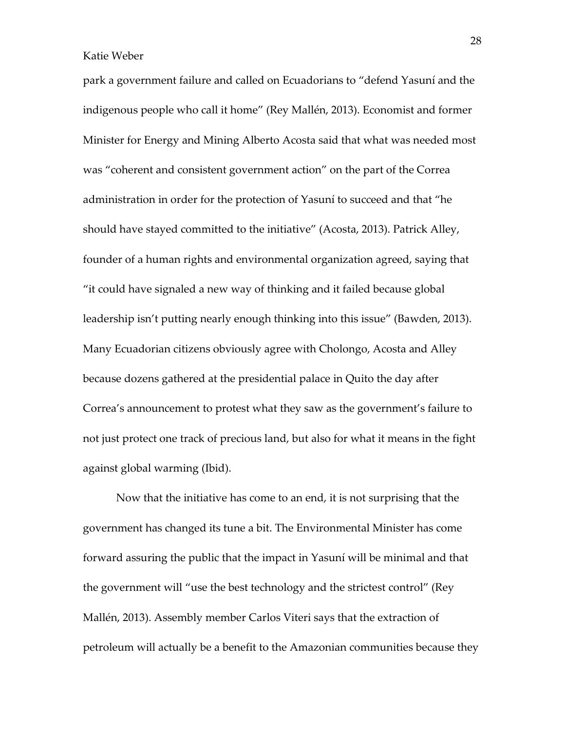park a government failure and called on Ecuadorians to "defend Yasuní and the indigenous people who call it home" (Rey Mallén, 2013). Economist and former Minister for Energy and Mining Alberto Acosta said that what was needed most was "coherent and consistent government action" on the part of the Correa administration in order for the protection of Yasuní to succeed and that "he should have stayed committed to the initiative" (Acosta, 2013). Patrick Alley, founder of a human rights and environmental organization agreed, saying that "it could have signaled a new way of thinking and it failed because global leadership isn't putting nearly enough thinking into this issue" (Bawden, 2013). Many Ecuadorian citizens obviously agree with Cholongo, Acosta and Alley because dozens gathered at the presidential palace in Quito the day after Correa's announcement to protest what they saw as the government's failure to not just protect one track of precious land, but also for what it means in the fight against global warming (Ibid).

Now that the initiative has come to an end, it is not surprising that the government has changed its tune a bit. The Environmental Minister has come forward assuring the public that the impact in Yasuní will be minimal and that the government will "use the best technology and the strictest control" (Rey Mallén, 2013). Assembly member Carlos Viteri says that the extraction of petroleum will actually be a benefit to the Amazonian communities because they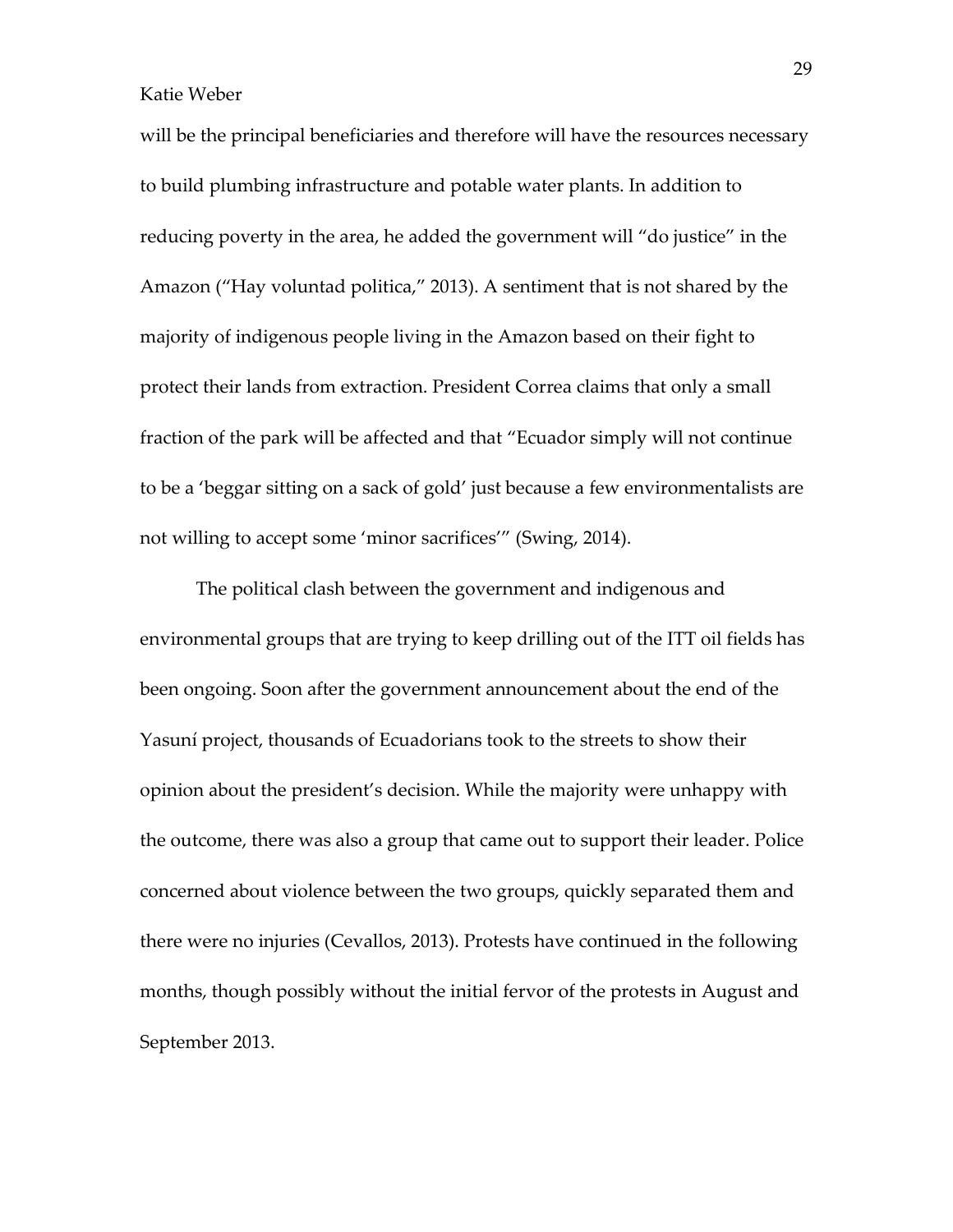will be the principal beneficiaries and therefore will have the resources necessary to build plumbing infrastructure and potable water plants. In addition to reducing poverty in the area, he added the government will "do justice" in the Amazon ("Hay voluntad politica," 2013). A sentiment that is not shared by the majority of indigenous people living in the Amazon based on their fight to protect their lands from extraction. President Correa claims that only a small fraction of the park will be affected and that "Ecuador simply will not continue to be a 'beggar sitting on a sack of gold' just because a few environmentalists are not willing to accept some 'minor sacrifices'" (Swing, 2014).

The political clash between the government and indigenous and environmental groups that are trying to keep drilling out of the ITT oil fields has been ongoing. Soon after the government announcement about the end of the Yasuní project, thousands of Ecuadorians took to the streets to show their opinion about the president's decision. While the majority were unhappy with the outcome, there was also a group that came out to support their leader. Police concerned about violence between the two groups, quickly separated them and there were no injuries (Cevallos, 2013). Protests have continued in the following months, though possibly without the initial fervor of the protests in August and September 2013.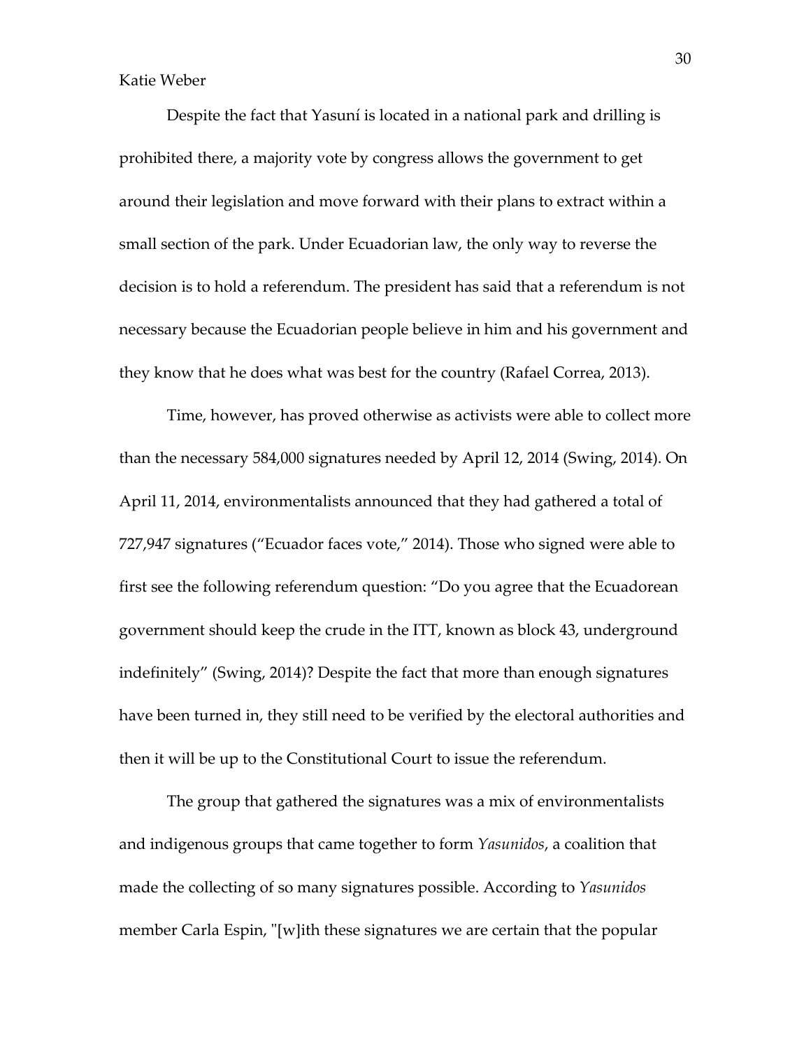Despite the fact that Yasuní is located in a national park and drilling is prohibited there, a majority vote by congress allows the government to get around their legislation and move forward with their plans to extract within a small section of the park. Under Ecuadorian law, the only way to reverse the decision is to hold a referendum. The president has said that a referendum is not necessary because the Ecuadorian people believe in him and his government and they know that he does what was best for the country (Rafael Correa, 2013).

Time, however, has proved otherwise as activists were able to collect more than the necessary 584,000 signatures needed by April 12, 2014 (Swing, 2014). On April 11, 2014, environmentalists announced that they had gathered a total of 727,947 signatures ("Ecuador faces vote," 2014). Those who signed were able to first see the following referendum question: "Do you agree that the Ecuadorean government should keep the crude in the ITT, known as block 43, underground indefinitely" (Swing, 2014)? Despite the fact that more than enough signatures have been turned in, they still need to be verified by the electoral authorities and then it will be up to the Constitutional Court to issue the referendum.

The group that gathered the signatures was a mix of environmentalists and indigenous groups that came together to form *Yasunidos*, a coalition that made the collecting of so many signatures possible. According to *Yasunidos* member Carla Espin, "[w]ith these signatures we are certain that the popular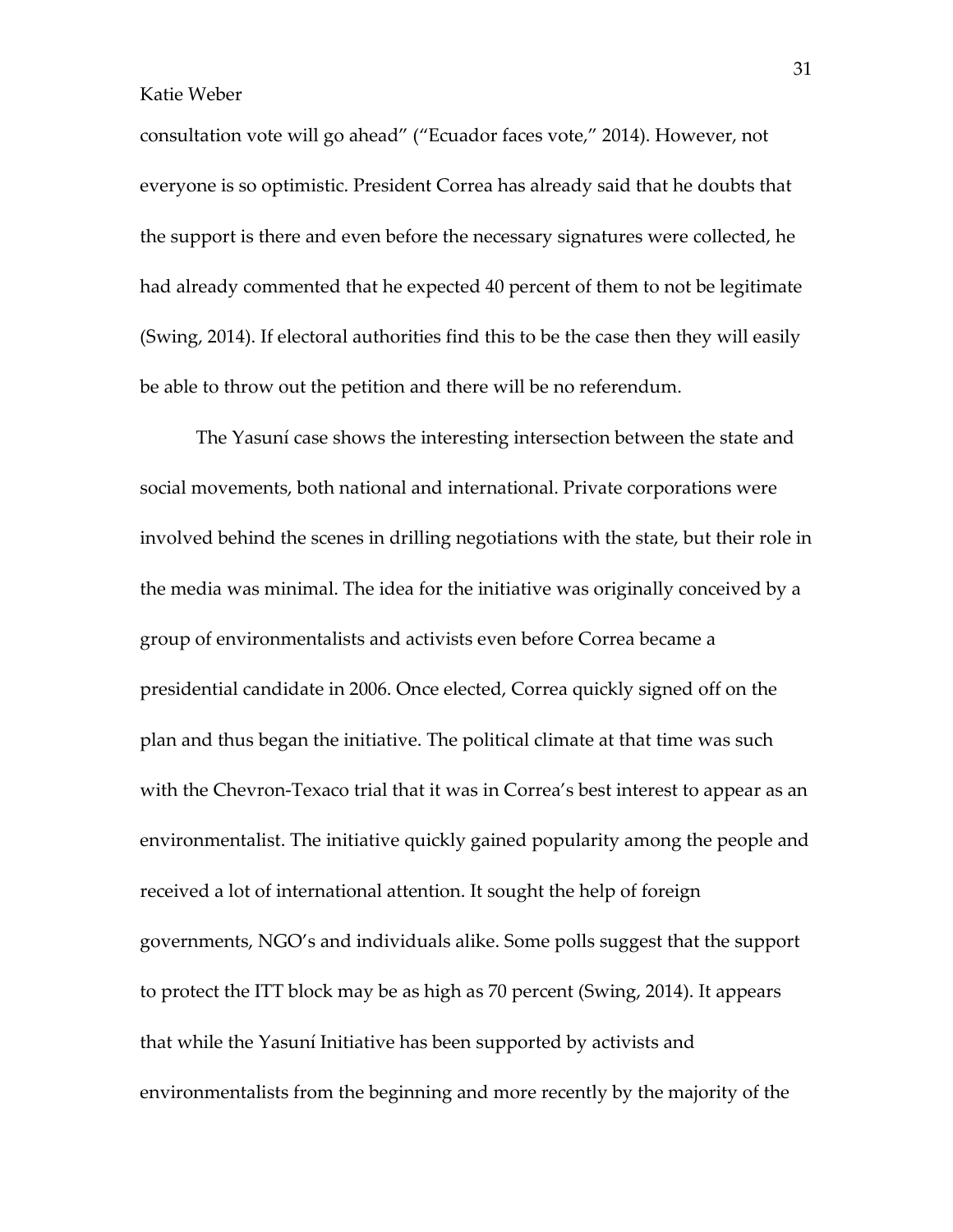consultation vote will go ahead" ("Ecuador faces vote," 2014). However, not everyone is so optimistic. President Correa has already said that he doubts that the support is there and even before the necessary signatures were collected, he had already commented that he expected 40 percent of them to not be legitimate (Swing, 2014). If electoral authorities find this to be the case then they will easily be able to throw out the petition and there will be no referendum.

The Yasuní case shows the interesting intersection between the state and social movements, both national and international. Private corporations were involved behind the scenes in drilling negotiations with the state, but their role in the media was minimal. The idea for the initiative was originally conceived by a group of environmentalists and activists even before Correa became a presidential candidate in 2006. Once elected, Correa quickly signed off on the plan and thus began the initiative. The political climate at that time was such with the Chevron-Texaco trial that it was in Correa's best interest to appear as an environmentalist. The initiative quickly gained popularity among the people and received a lot of international attention. It sought the help of foreign governments, NGO's and individuals alike. Some polls suggest that the support to protect the ITT block may be as high as 70 percent (Swing, 2014). It appears that while the Yasuní Initiative has been supported by activists and environmentalists from the beginning and more recently by the majority of the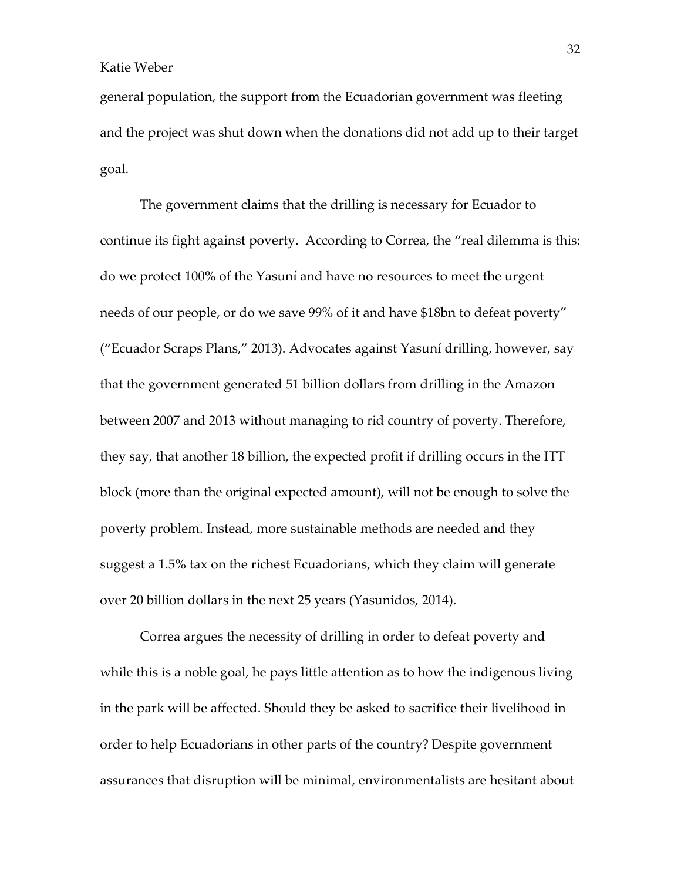general population, the support from the Ecuadorian government was fleeting and the project was shut down when the donations did not add up to their target goal.

The government claims that the drilling is necessary for Ecuador to continue its fight against poverty. According to Correa, the "real dilemma is this: do we protect 100% of the Yasuní and have no resources to meet the urgent needs of our people, or do we save 99% of it and have $18bn to defeat poverty" ("Ecuador Scraps Plans," 2013). Advocates against Yasuní drilling, however, say that the government generated 51 billion dollars from drilling in the Amazon between 2007 and 2013 without managing to rid country of poverty. Therefore, they say, that another 18 billion, the expected profit if drilling occurs in the ITT block (more than the original expected amount), will not be enough to solve the poverty problem. Instead, more sustainable methods are needed and they suggest a 1.5% tax on the richest Ecuadorians, which they claim will generate over 20 billion dollars in the next 25 years (Yasunidos, 2014).

Correa argues the necessity of drilling in order to defeat poverty and while this is a noble goal, he pays little attention as to how the indigenous living in the park will be affected. Should they be asked to sacrifice their livelihood in order to help Ecuadorians in other parts of the country? Despite government assurances that disruption will be minimal, environmentalists are hesitant about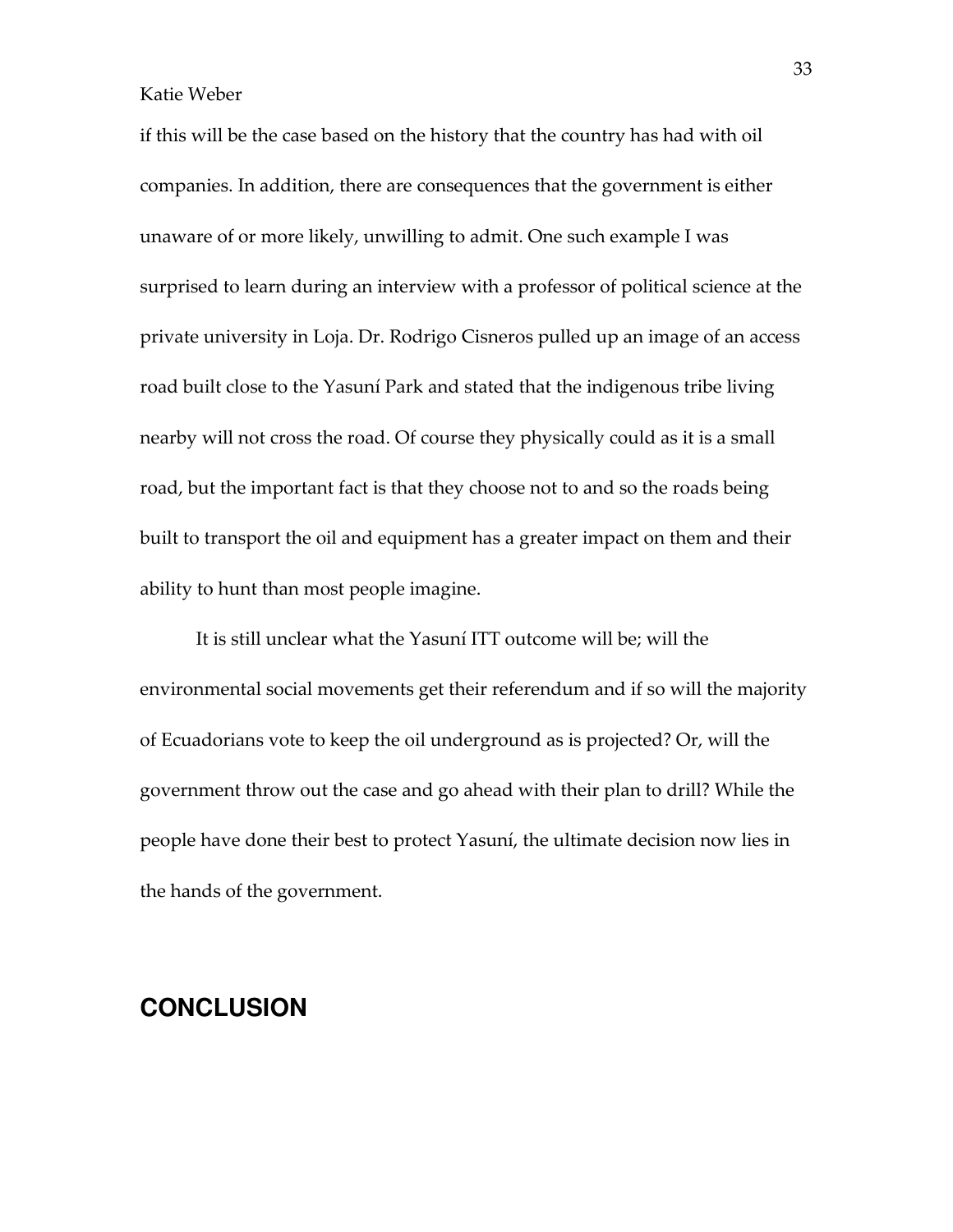if this will be the case based on the history that the country has had with oil companies. In addition, there are consequences that the government is either unaware of or more likely, unwilling to admit. One such example I was surprised to learn during an interview with a professor of political science at the private university in Loja. Dr. Rodrigo Cisneros pulled up an image of an access road built close to the Yasuní Park and stated that the indigenous tribe living nearby will not cross the road. Of course they physically could as it is a small road, but the important fact is that they choose not to and so the roads being built to transport the oil and equipment has a greater impact on them and their ability to hunt than most people imagine.

It is still unclear what the Yasuní ITT outcome will be; will the environmental social movements get their referendum and if so will the majority of Ecuadorians vote to keep the oil underground as is projected? Or, will the government throw out the case and go ahead with their plan to drill? While the people have done their best to protect Yasuní, the ultimate decision now lies in the hands of the government.

## CONCLUSION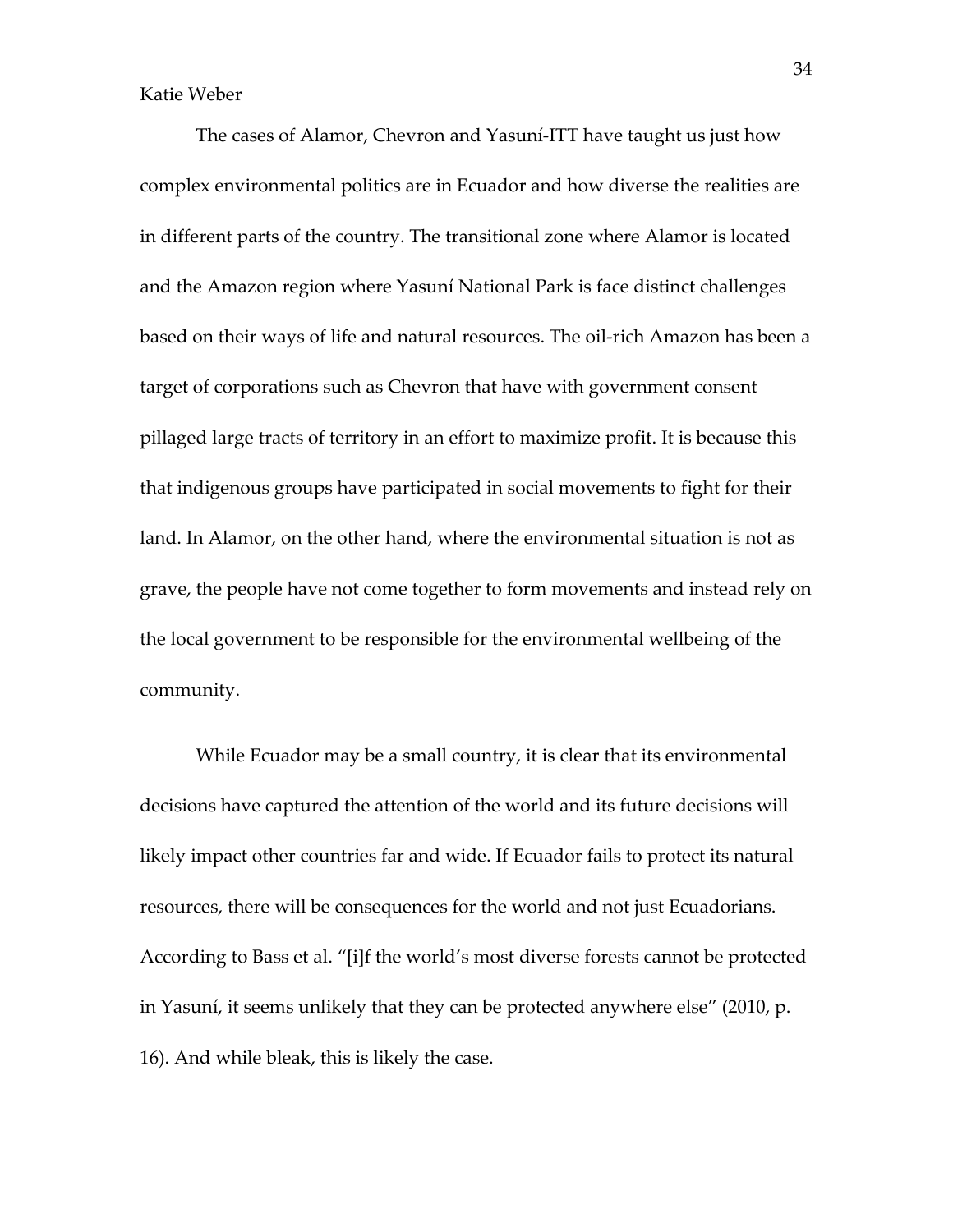The cases of Alamor, Chevron and Yasuní-ITT have taught us just how complex environmental politics are in Ecuador and how diverse the realities are in different parts of the country. The transitional zone where Alamor is located and the Amazon region where Yasuní National Park is face distinct challenges based on their ways of life and natural resources. The oil-rich Amazon has been a target of corporations such as Chevron that have with government consent pillaged large tracts of territory in an effort to maximize profit. It is because this that indigenous groups have participated in social movements to fight for their land. In Alamor, on the other hand, where the environmental situation is not as grave, the people have not come together to form movements and instead rely on the local government to be responsible for the environmental wellbeing of the community.

While Ecuador may be a small country, it is clear that its environmental decisions have captured the attention of the world and its future decisions will likely impact other countries far and wide. If Ecuador fails to protect its natural resources, there will be consequences for the world and not just Ecuadorians. According to Bass et al. "[i]f the world's most diverse forests cannot be protected in Yasuní, it seems unlikely that they can be protected anywhere else" (2010, p. 16). And while bleak, this is likely the case.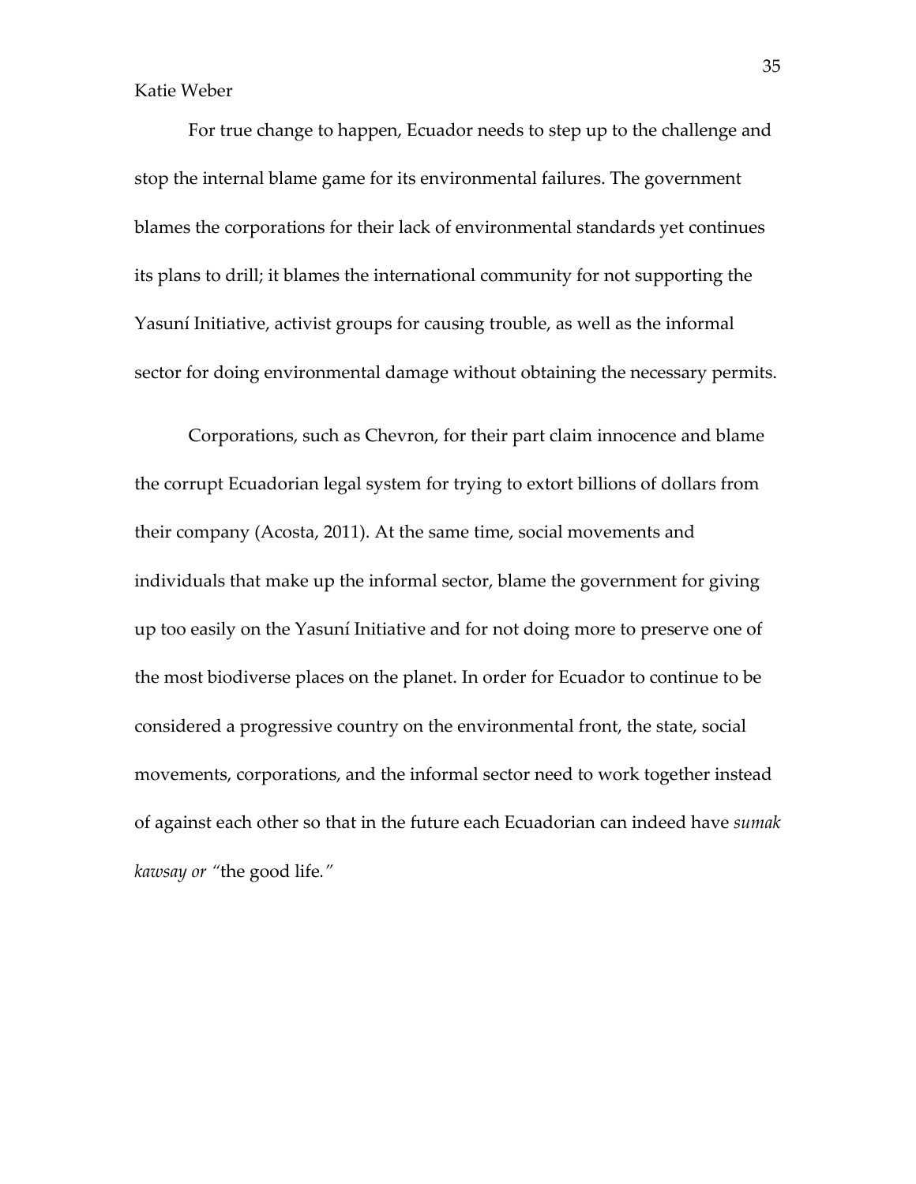For true change to happen, Ecuador needs to step up to the challenge and stop the internal blame game for its environmental failures. The government blames the corporations for their lack of environmental standards yet continues its plans to drill; it blames the international community for not supporting the Yasuní Initiative, activist groups for causing trouble, as well as the informal sector for doing environmental damage without obtaining the necessary permits.

Corporations, such as Chevron, for their part claim innocence and blame the corrupt Ecuadorian legal system for trying to extort billions of dollars from their company (Acosta, 2011). At the same time, social movements and individuals that make up the informal sector, blame the government for giving up too easily on the Yasuní Initiative and for not doing more to preserve one of the most biodiverse places on the planet. In order for Ecuador to continue to be considered a progressive country on the environmental front, the state, social movements, corporations, and the informal sector need to work together instead of against each other so that in the future each Ecuadorian can indeed have *sumak kawsay or "*the good life."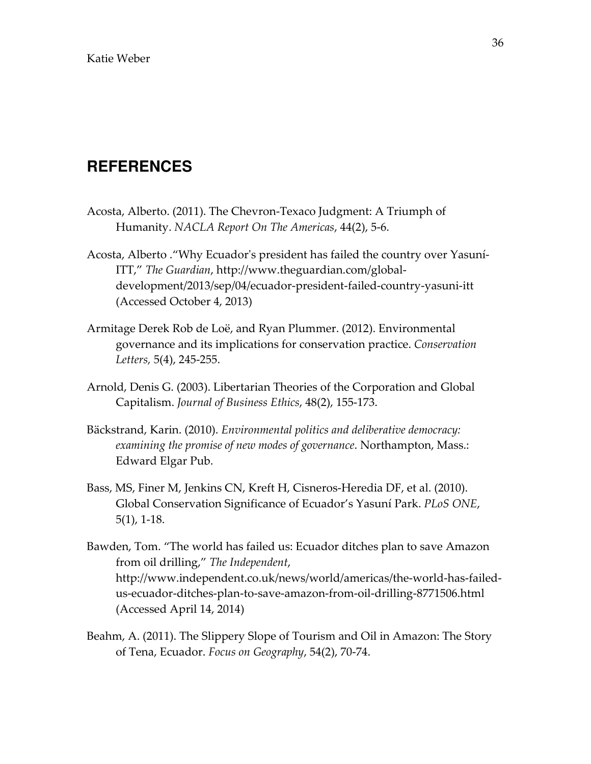# REFERENCES

Acosta, Alberto. (2011). The Chevron-Texaco Judgment: A Triumph of Humanity. *NACLA Report On The Americas*, 44(2), 5-6.

Acosta, Alberto ."Why Ecuador's president has failed the country over Yasuní-ITT," *The Guardian*, http://www.theguardian.com/global-development/2013/sep/04/ecuador-president-failed-country-yasuni-itt (Accessed October 4, 2013)

Armitage Derek Rob de Loë, and Ryan Plummer. (2012). Environmental governance and its implications for conservation practice. *Conservation Letters,* 5(4), 245-255.

Arnold, Denis G. (2003). Libertarian Theories of the Corporation and Global Capitalism. *Journal of Business Ethics*, 48(2), 155-173.

Bäckstrand, Karin. (2010). *Environmental politics and deliberative democracy: examining the promise of new modes of governance*. Northampton, Mass.: Edward Elgar Pub.

Bass, MS, Finer M, Jenkins CN, Kreft H, Cisneros-Heredia DF, et al. (2010). Global Conservation Significance of Ecuador's Yasuní Park. *PLoS ONE*, 5(1), 1-18.

Bawden, Tom. "The world has failed us: Ecuador ditches plan to save Amazon from oil drilling," *The Independent*, http://www.independent.co.uk/news/world/americas/the-world-has-failed-us-ecuador-ditches-plan-to-save-amazon-from-oil-drilling-8771506.html (Accessed April 14, 2014)

Beahm, A. (2011). The Slippery Slope of Tourism and Oil in Amazon: The Story of Tena, Ecuador. *Focus on Geography*, 54(2), 70-74.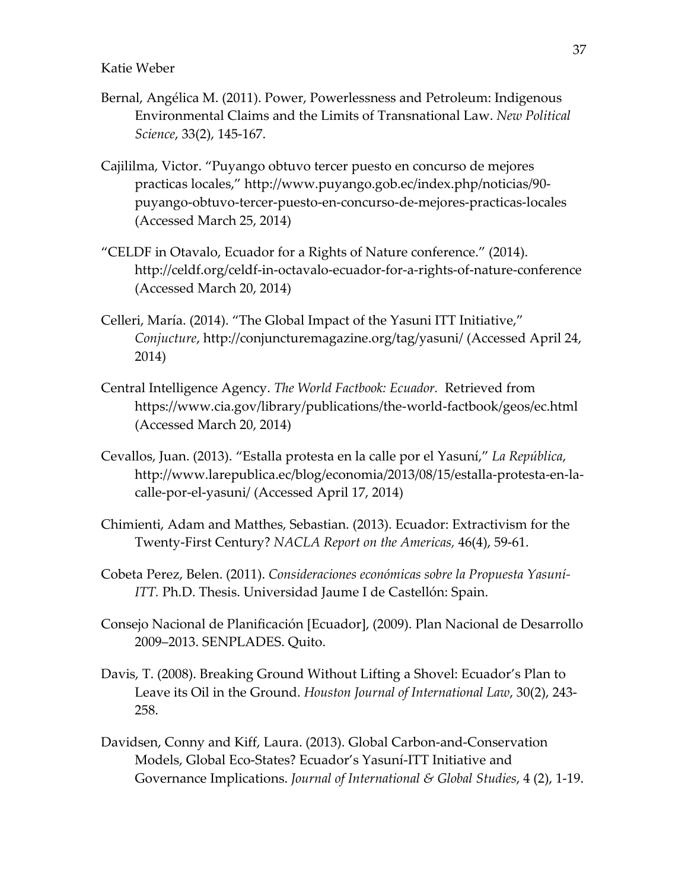Bernal, Angélica M. (2011). Power, Powerlessness and Petroleum: Indigenous Environmental Claims and the Limits of Transnational Law. *New Political Science*, 33(2), 145-167.

Cajililma, Victor. "Puyango obtuvo tercer puesto en concurso de mejores practicas locales," http://www.puyango.gob.ec/index.php/noticias/90-puyango-obtuvo-tercer-puesto-en-concurso-de-mejores-practicas-locales (Accessed March 25, 2014)

"CELDF in Otavalo, Ecuador for a Rights of Nature conference." (2014). http://celdf.org/celdf-in-octavalo-ecuador-for-a-rights-of-nature-conference (Accessed March 20, 2014)

Celleri, María. (2014). "The Global Impact of the Yasuni ITT Initiative," *Conjucture*, http://conjuncturemagazine.org/tag/yasuni/ (Accessed April 24, 2014)

Central Intelligence Agency. *The World Factbook: Ecuador.* Retrieved from https://www.cia.gov/library/publications/the-world-factbook/geos/ec.html (Accessed March 20, 2014)

Cevallos, Juan. (2013). "Estalla protesta en la calle por el Yasuní," *La República*, http://www.larepublica.ec/blog/economia/2013/08/15/estalla-protesta-en-la-calle-por-el-yasuni/ (Accessed April 17, 2014)

Chimienti, Adam and Matthes, Sebastian. (2013). Ecuador: Extractivism for the Twenty-First Century? *NACLA Report on the Americas,* 46(4), 59-61.

Cobeta Perez, Belen. (2011). *Consideraciones económicas sobre la Propuesta Yasuní-ITT.* Ph.D. Thesis. Universidad Jaume I de Castellón: Spain.

Consejo Nacional de Planificación [Ecuador], (2009). Plan Nacional de Desarrollo 2009–2013. SENPLADES. Quito.

Davis, T. (2008). Breaking Ground Without Lifting a Shovel: Ecuador's Plan to Leave its Oil in the Ground. *Houston Journal of International Law*, 30(2), 243-258.

Davidsen, Conny and Kiff, Laura. (2013). Global Carbon-and-Conservation Models, Global Eco-States? Ecuador's Yasuní-ITT Initiative and Governance Implications. *Journal of International & Global Studies*, 4 (2), 1-19.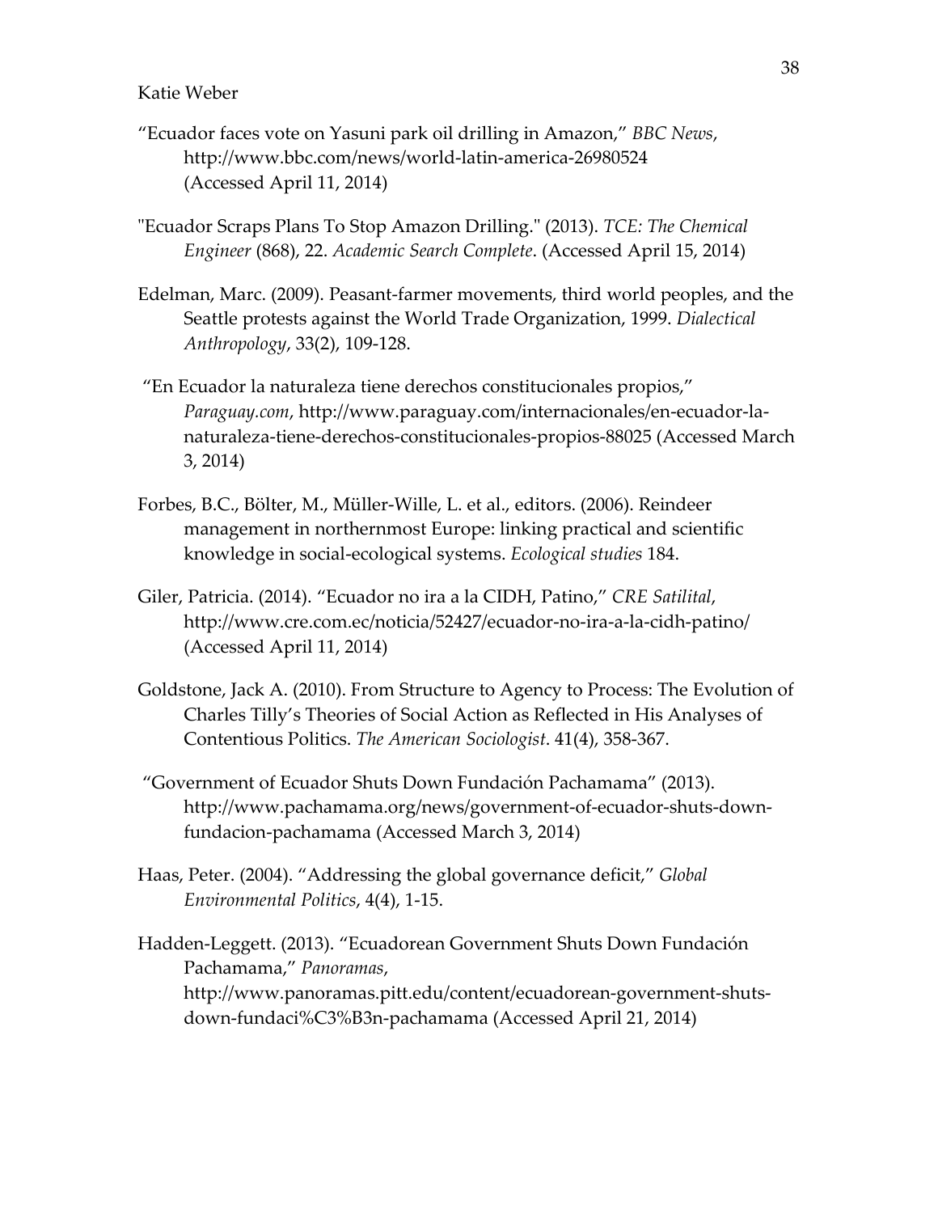“Ecuador faces vote on Yasuni park oil drilling in Amazon,” *BBC News*, http://www.bbc.com/news/world-latin-america-26980524 (Accessed April 11, 2014)

"Ecuador Scraps Plans To Stop Amazon Drilling." (2013). *TCE: The Chemical Engineer* (868), 22. *Academic Search Complete*. (Accessed April 15, 2014)

Edelman, Marc. (2009). Peasant-farmer movements, third world peoples, and the Seattle protests against the World Trade Organization, 1999. *Dialectical Anthropology*, 33(2), 109-128.

“En Ecuador la naturaleza tiene derechos constitucionales propios,” *Paraguay.com*, http://www.paraguay.com/internacionales/en-ecuador-la-naturaleza-tiene-derechos-constitucionales-propios-88025 (Accessed March 3, 2014)

Forbes, B.C., Bölter, M., Müller-Wille, L. et al., editors. (2006). Reindeer management in northernmost Europe: linking practical and scientific knowledge in social-ecological systems. *Ecological studies* 184.

Giler, Patricia. (2014). “Ecuador no ira a la CIDH, Patino,” *CRE Satilital*, http://www.cre.com.ec/noticia/52427/ecuador-no-ira-a-la-cidh-patino/ (Accessed April 11, 2014)

Goldstone, Jack A. (2010). From Structure to Agency to Process: The Evolution of Charles Tilly’s Theories of Social Action as Reflected in His Analyses of Contentious Politics. *The American Sociologist*. 41(4), 358-367.

“Government of Ecuador Shuts Down Fundación Pachamama” (2013). http://www.pachamama.org/news/government-of-ecuador-shuts-down-fundacion-pachamama (Accessed March 3, 2014)

Haas, Peter. (2004). “Addressing the global governance deficit,” *Global Environmental Politics*, 4(4), 1-15.

Hadden-Leggett. (2013). “Ecuadorean Government Shuts Down Fundación Pachamama,” *Panoramas*, http://www.panoramas.pitt.edu/content/ecuadorean-government-shuts-down-fundaci%C3%B3n-pachamama (Accessed April 21, 2014)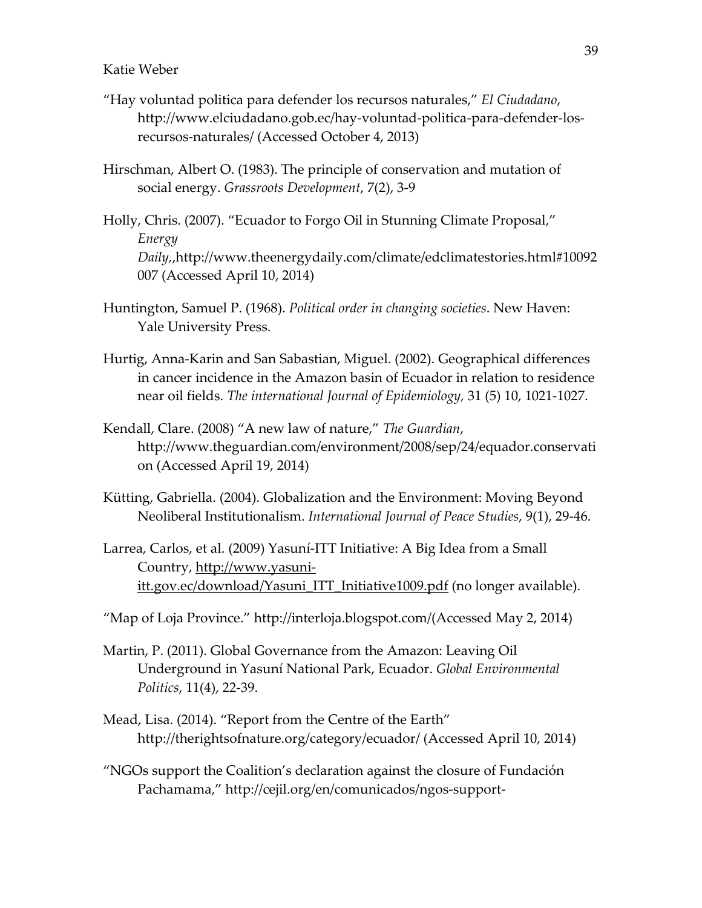"Hay voluntad politica para defender los recursos naturales," *El Ciudadano*, http://www.elciudadano.gob.ec/hay-voluntad-politica-para-defender-los-recursos-naturales/ (Accessed October 4, 2013)

Hirschman, Albert O. (1983). The principle of conservation and mutation of social energy. *Grassroots Development*, 7(2), 3-9

Holly, Chris. (2007). "Ecuador to Forgo Oil in Stunning Climate Proposal," *Energy Daily*,,http://www.theenergydaily.com/climate/edclimatestories.html#10092007 (Accessed April 10, 2014)

Huntington, Samuel P. (1968). *Political order in changing societies*. New Haven: Yale University Press.

Hurtig, Anna-Karin and San Sabastian, Miguel. (2002). Geographical differences in cancer incidence in the Amazon basin of Ecuador in relation to residence near oil fields. *The international Journal of Epidemiology*, 31 (5) 10, 1021-1027.

Kendall, Clare. (2008) "A new law of nature," *The Guardian*, http://www.theguardian.com/environment/2008/sep/24/equador.conservation (Accessed April 19, 2014)

Kütting, Gabriella. (2004). Globalization and the Environment: Moving Beyond Neoliberal Institutionalism. *International Journal of Peace Studies*, 9(1), 29-46.

Larrea, Carlos, et al. (2009) Yasuní-ITT Initiative: A Big Idea from a Small Country, http://www.yasuni-itt.gov.ec/download/Yasuni_ITT_Initiative1009.pdf (no longer available).

"Map of Loja Province." http://interloja.blogspot.com/(Accessed May 2, 2014)

Martin, P. (2011). Global Governance from the Amazon: Leaving Oil Underground in Yasuní National Park, Ecuador. *Global Environmental Politics*, 11(4), 22-39.

Mead, Lisa. (2014). "Report from the Centre of the Earth" http://therightsofnature.org/category/ecuador/ (Accessed April 10, 2014)

"NGOs support the Coalition's declaration against the closure of Fundación Pachamama," http://cejil.org/en/comunicados/ngos-support-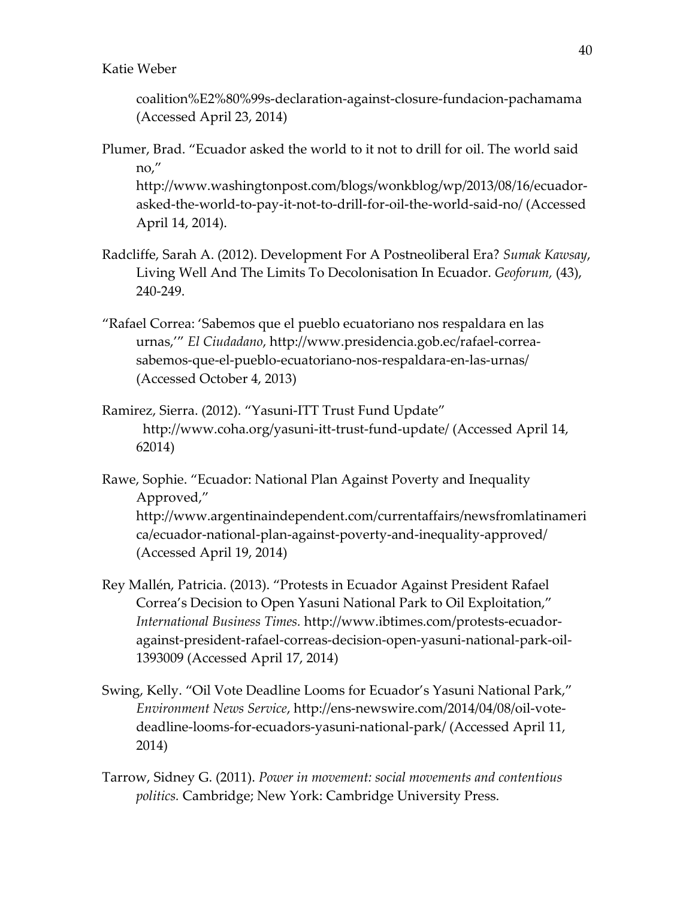coalition%E2%80%99s-declaration-against-closure-fundacion-pachamama (Accessed April 23, 2014)

Plumer, Brad. "Ecuador asked the world to it not to drill for oil. The world said no," http://www.washingtonpost.com/blogs/wonkblog/wp/2013/08/16/ecuador-asked-the-world-to-pay-it-not-to-drill-for-oil-the-world-said-no/ (Accessed April 14, 2014).

Radcliffe, Sarah A. (2012). Development For A Postneoliberal Era? *Sumak Kawsay*, Living Well And The Limits To Decolonisation In Ecuador. *Geoforum,* (43), 240-249.

"Rafael Correa: 'Sabemos que el pueblo ecuatoriano nos respaldara en las urnas,'" *El Ciudadano*, http://www.presidencia.gob.ec/rafael-correa-sabemos-que-el-pueblo-ecuatoriano-nos-respaldara-en-las-urnas/ (Accessed October 4, 2013)

Ramirez, Sierra. (2012). "Yasuni-ITT Trust Fund Update" http://www.coha.org/yasuni-itt-trust-fund-update/ (Accessed April 14, 62014)

Rawe, Sophie. "Ecuador: National Plan Against Poverty and Inequality Approved," http://www.argentinaindependent.com/currentaffairs/newsfromlatinamerica/ecuador-national-plan-against-poverty-and-inequality-approved/ (Accessed April 19, 2014)

Rey Mallén, Patricia. (2013). "Protests in Ecuador Against President Rafael Correa's Decision to Open Yasuni National Park to Oil Exploitation," *International Business Times.* http://www.ibtimes.com/protests-ecuador-against-president-rafael-correas-decision-open-yasuni-national-park-oil-1393009 (Accessed April 17, 2014)

Swing, Kelly. "Oil Vote Deadline Looms for Ecuador's Yasuni National Park," *Environment News Service*, http://ens-newswire.com/2014/04/08/oil-vote-deadline-looms-for-ecuadors-yasuni-national-park/ (Accessed April 11, 2014)

Tarrow, Sidney G. (2011). *Power in movement: social movements and contentious politics.* Cambridge; New York: Cambridge University Press.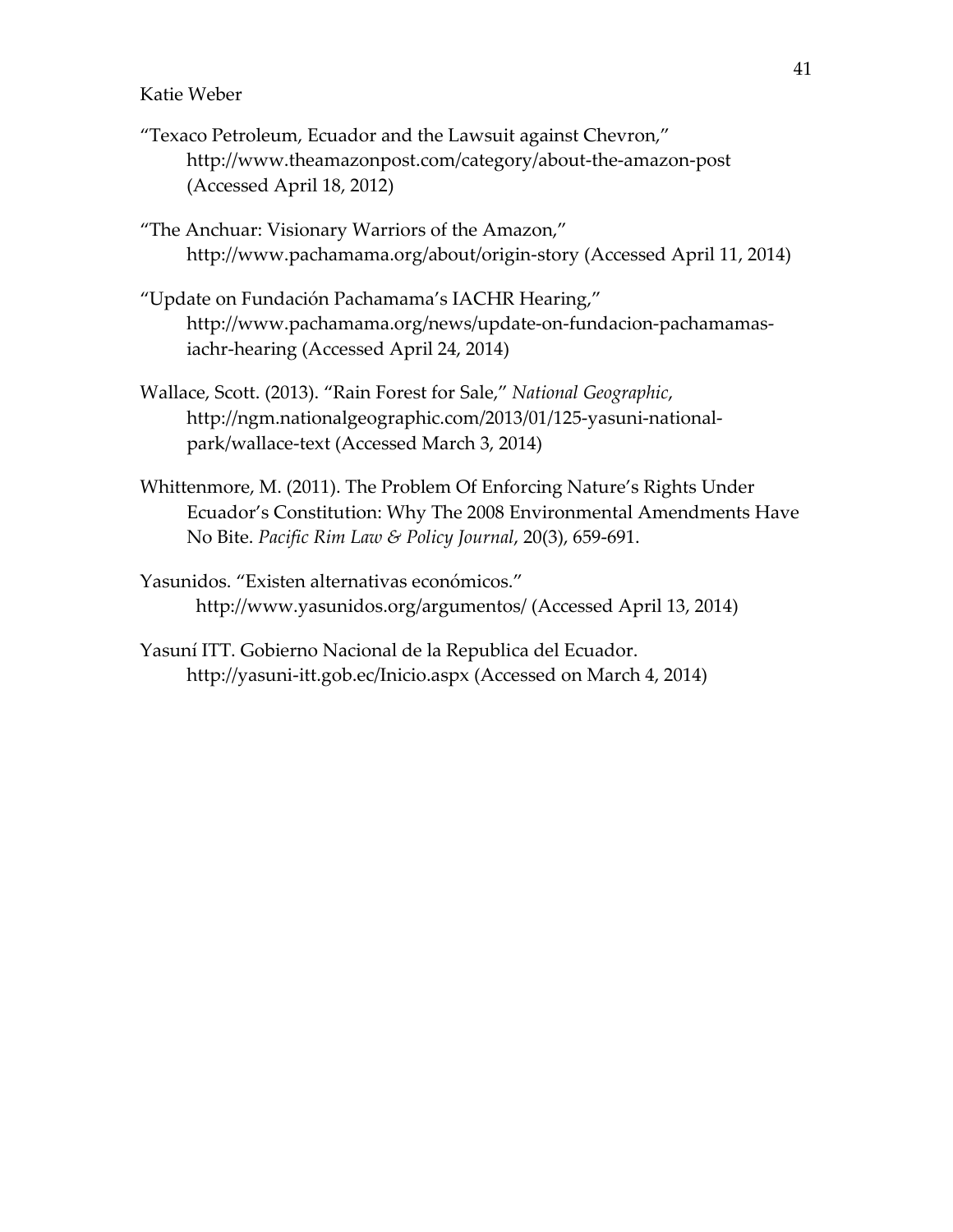"Texaco Petroleum, Ecuador and the Lawsuit against Chevron," http://www.theamazonpost.com/category/about-the-amazon-post (Accessed April 18, 2012)

"The Anchuar: Visionary Warriors of the Amazon," http://www.pachamama.org/about/origin-story (Accessed April 11, 2014)

"Update on Fundación Pachamama's IACHR Hearing," http://www.pachamama.org/news/update-on-fundacion-pachamamas-iachr-hearing (Accessed April 24, 2014)

Wallace, Scott. (2013). "Rain Forest for Sale," *National Geographic*, http://ngm.nationalgeographic.com/2013/01/125-yasuni-national-park/wallace-text (Accessed March 3, 2014)

Whittenmore, M. (2011). The Problem Of Enforcing Nature's Rights Under Ecuador's Constitution: Why The 2008 Environmental Amendments Have No Bite. *Pacific Rim Law & Policy Journal*, 20(3), 659-691.

Yasunidos. "Existen alternativas económicos." http://www.yasunidos.org/argumentos/ (Accessed April 13, 2014)

Yasuní ITT. Gobierno Nacional de la Republica del Ecuador. http://yasuni-itt.gob.ec/Inicio.aspx (Accessed on March 4, 2014)